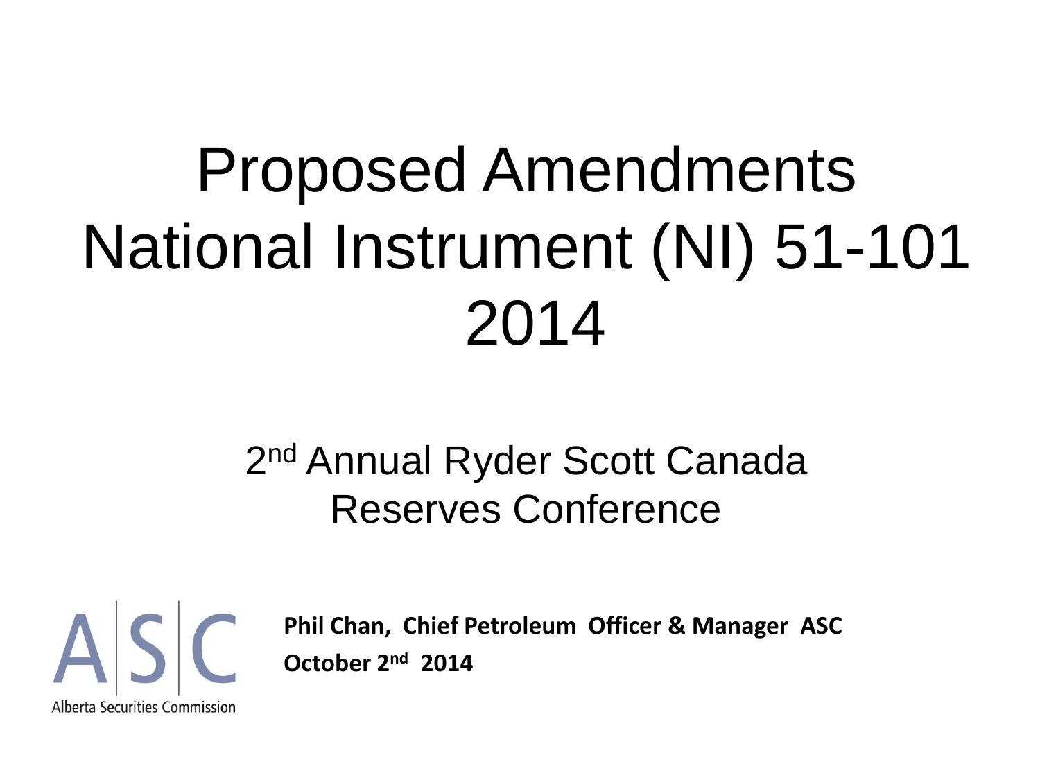# Proposed Amendments National Instrument (NI) 51-101 2014

## 2nd Annual Ryder Scott Canada Reserves Conference

Alberta Securities Commission

**Phil Chan, Chief Petroleum Officer & Manager ASC**

**October 2nd 2014**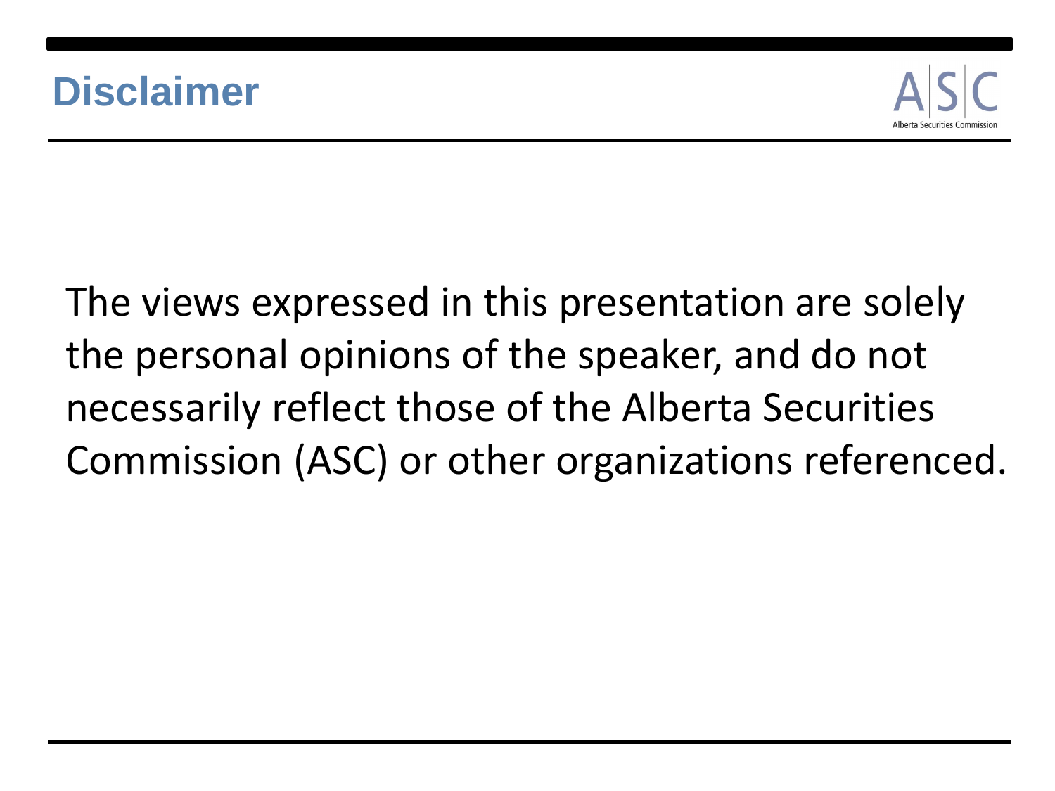# Disclaimer

The views expressed in this presentation are solely the personal opinions of the speaker, and do not necessarily reflect those of the Alberta Securities Commission (ASC) or other organizations referenced.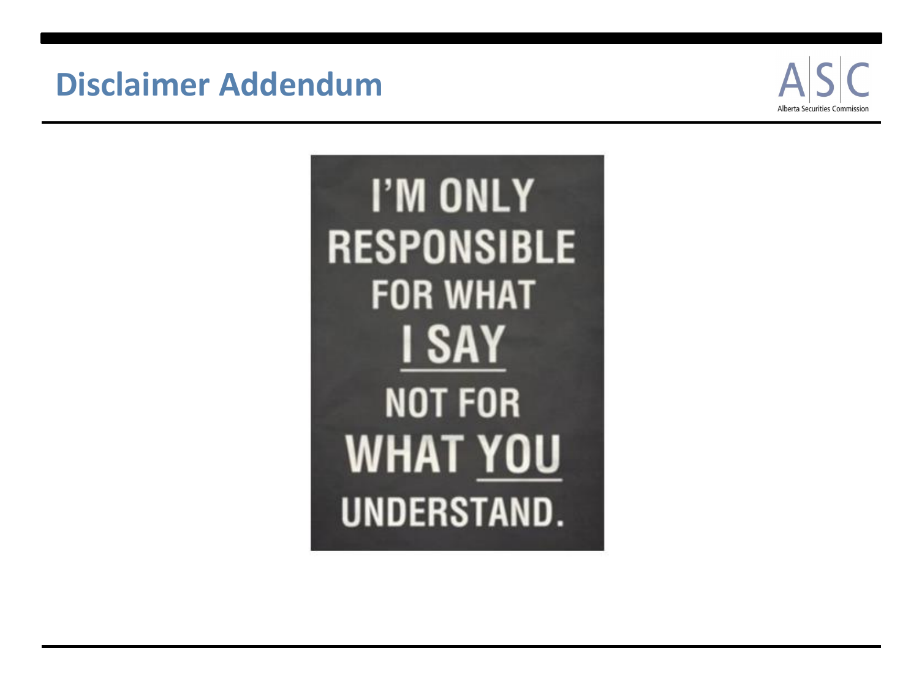# Disclaimer Addendum

I'M ONLY RESPONSIBLE FOR WHAT I SAY NOT FOR WHAT YOU UNDERSTAND.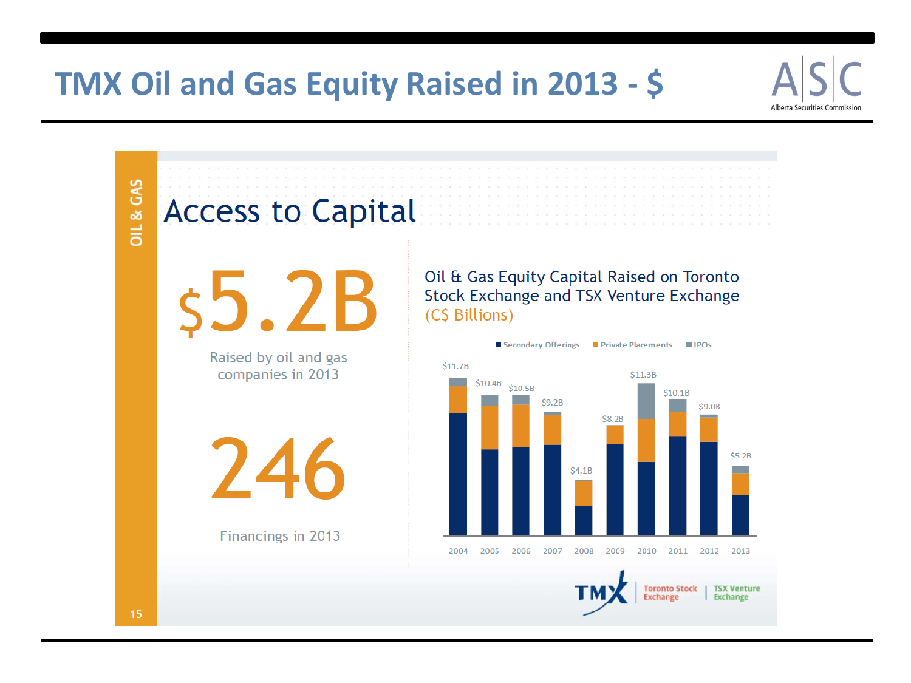# TMX Oil and Gas Equity Raised in 2013 - $

OIL & GAS

## Access to Capital

**$5.2B**

Raised by oil and gas companies in 2013

**246**

Financings in 2013

### Oil & Gas Equity Capital Raised on Toronto Stock Exchange and TSX Venture Exchange (C$ Billions)

Secondary Offerings | Private Placements | IPOs

$11.7B
$10.4B
$10.5B
$9.2B
$4.1B
$8.2B
$11.3B
$10.1B
$9.0B
$5.2B

2004 2005 2006 2007 2008 2009 2010 2011 2012 2013

TMX | Toronto Stock Exchange | TSX Venture Exchange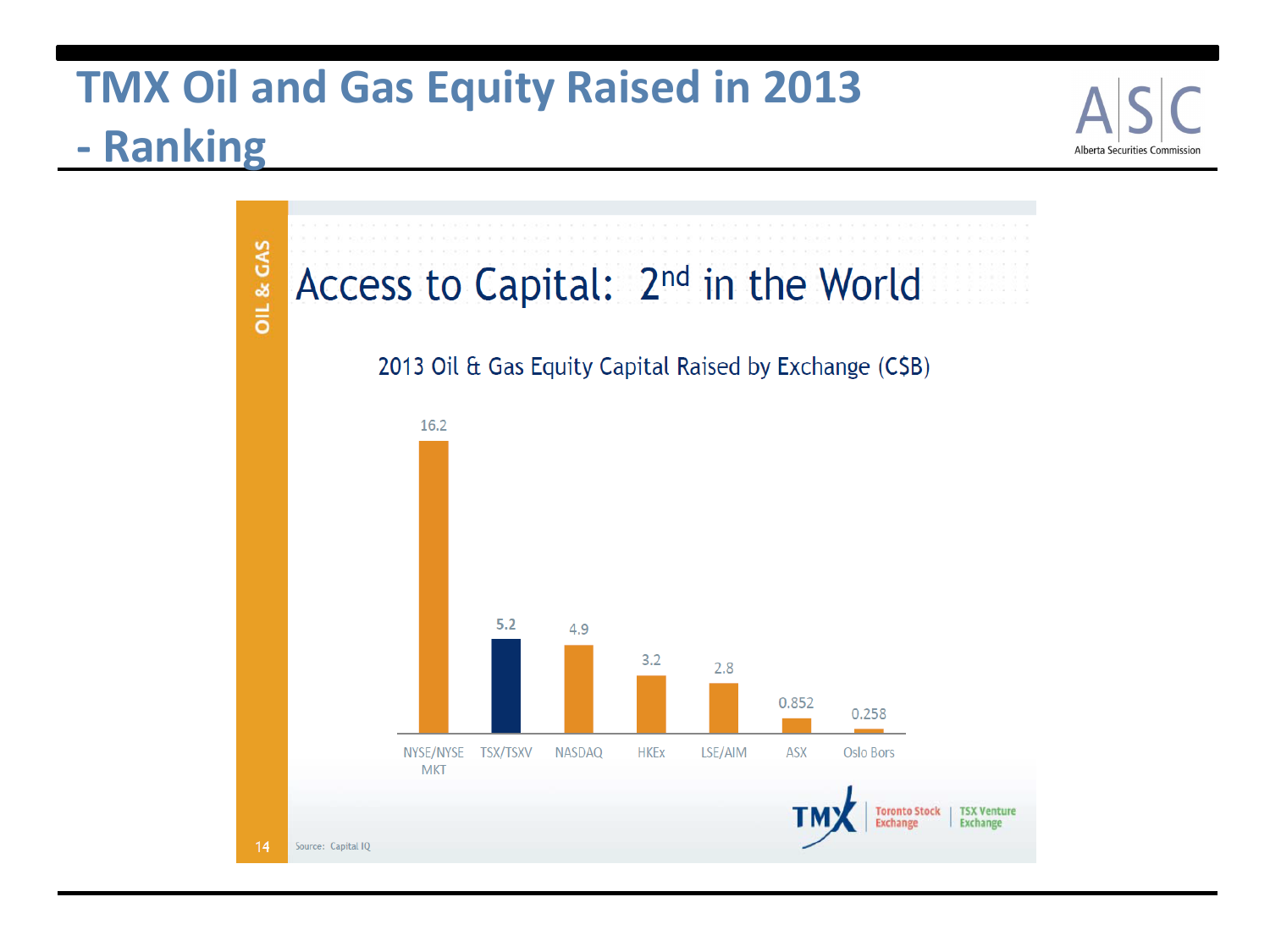# TMX Oil and Gas Equity Raised in 2013 - Ranking

OIL & GAS

## Access to Capital: 2nd in the World

2013 Oil & Gas Equity Capital Raised by Exchange (C$B)

16.2
5.2
4.9
3.2
2.8
0.852
0.258

NYSE/NYSE MKT
TSX/TSXV
NASDAQ
HKEx
LSE/AIM
ASX
Oslo Bors

Source: Capital IQ

TMX | Toronto Stock Exchange | TSX Venture Exchange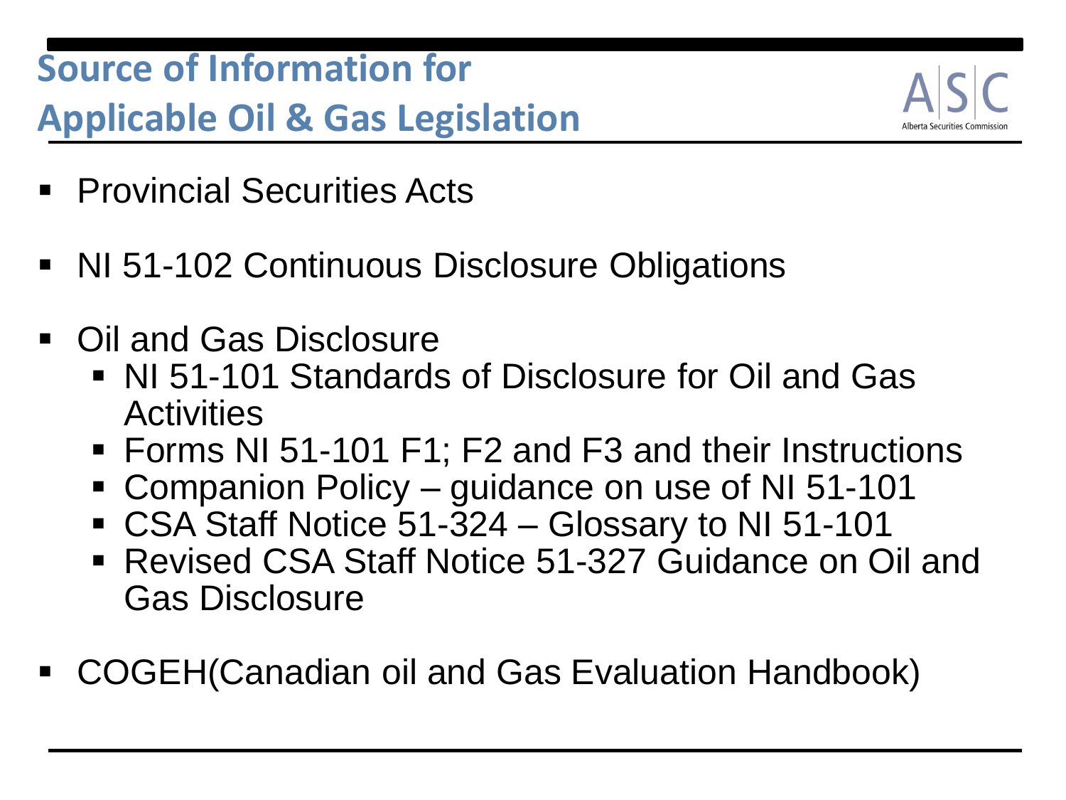## Source of Information for Applicable Oil & Gas Legislation

- Provincial Securities Acts
- NI 51-102 Continuous Disclosure Obligations
- Oil and Gas Disclosure
  - NI 51-101 Standards of Disclosure for Oil and Gas Activities
  - Forms NI 51-101 F1; F2 and F3 and their Instructions
  - Companion Policy – guidance on use of NI 51-101
  - CSA Staff Notice 51-324 – Glossary to NI 51-101
  - Revised CSA Staff Notice 51-327 Guidance on Oil and Gas Disclosure
- COGEH(Canadian oil and Gas Evaluation Handbook)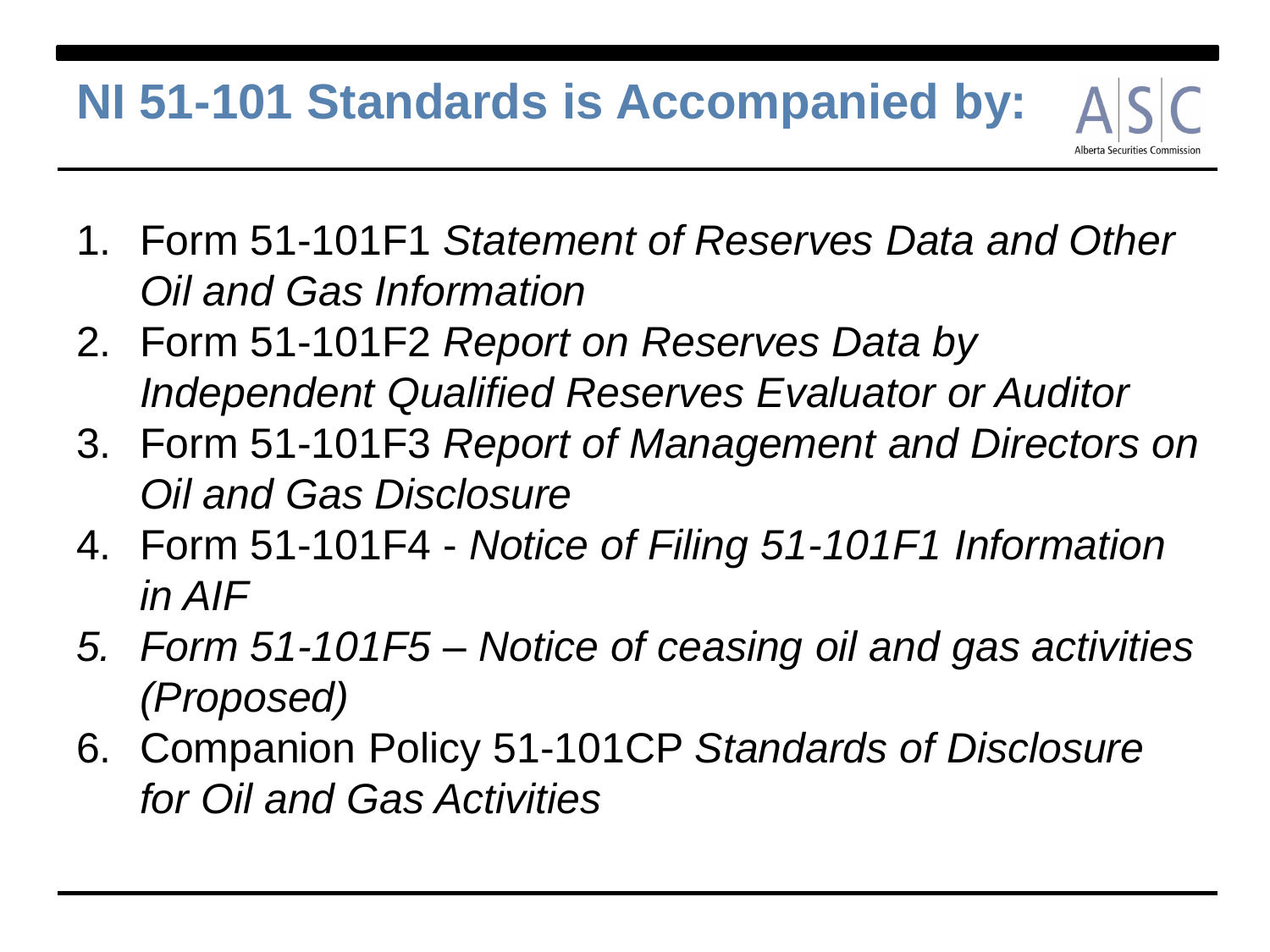# NI 51-101 Standards is Accompanied by:

1. Form 51-101F1 *Statement of Reserves Data and Other Oil and Gas Information*
2. Form 51-101F2 *Report on Reserves Data by Independent Qualified Reserves Evaluator or Auditor*
3. Form 51-101F3 *Report of Management and Directors on Oil and Gas Disclosure*
4. Form 51-101F4 - *Notice of Filing 51-101F1 Information in AIF*
5. *Form 51-101F5 – Notice of ceasing oil and gas activities (Proposed)*
6. Companion Policy 51-101CP *Standards of Disclosure for Oil and Gas Activities*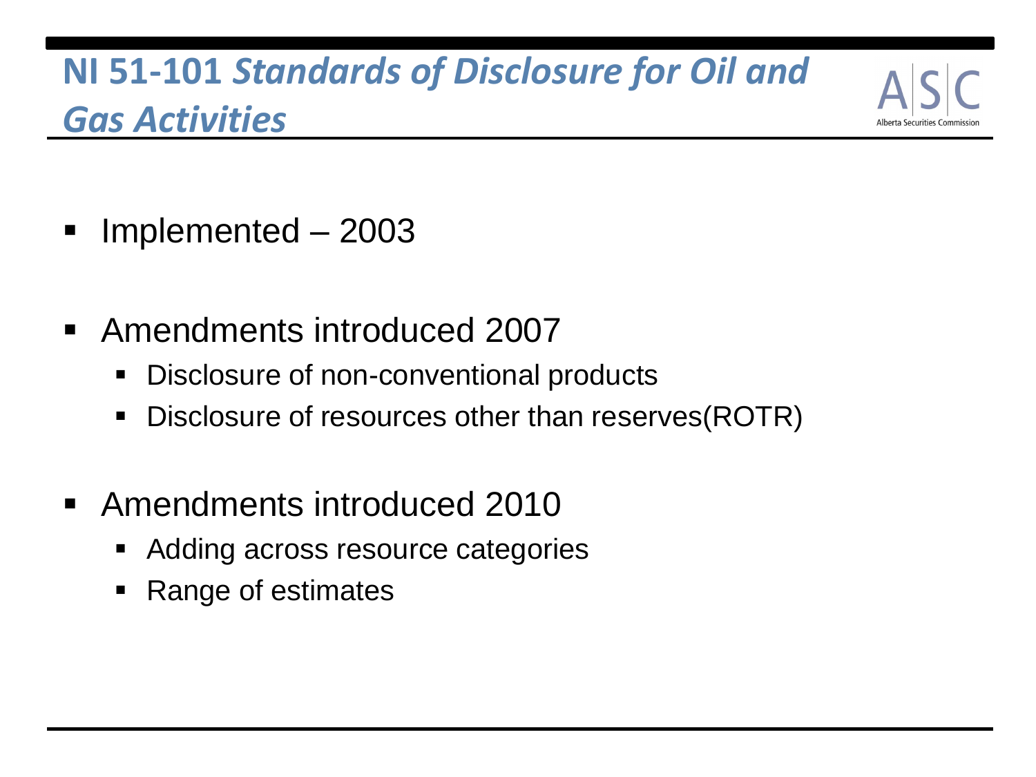# NI 51-101 *Standards of Disclosure for Oil and Gas Activities*

- Implemented – 2003
- Amendments introduced 2007
  - Disclosure of non-conventional products
  - Disclosure of resources other than reserves(ROTR)
- Amendments introduced 2010
  - Adding across resource categories
  - Range of estimates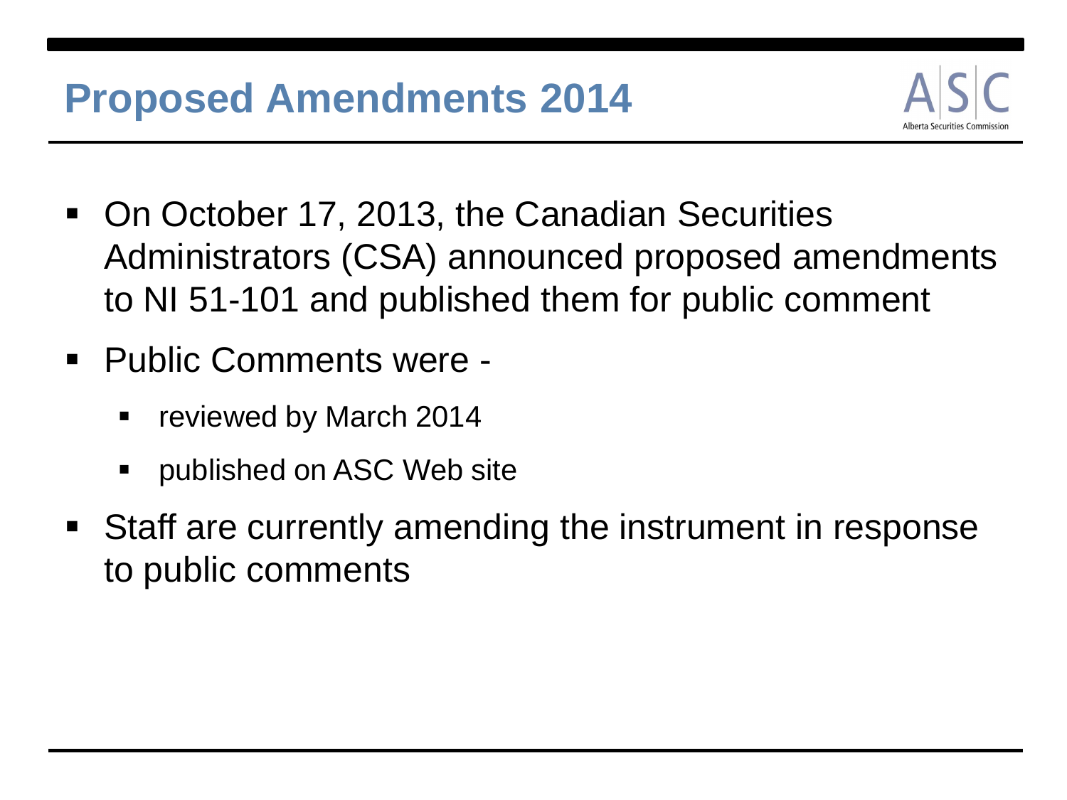# Proposed Amendments 2014

- On October 17, 2013, the Canadian Securities Administrators (CSA) announced proposed amendments to NI 51-101 and published them for public comment
- Public Comments were -
  - reviewed by March 2014
  - published on ASC Web site
- Staff are currently amending the instrument in response to public comments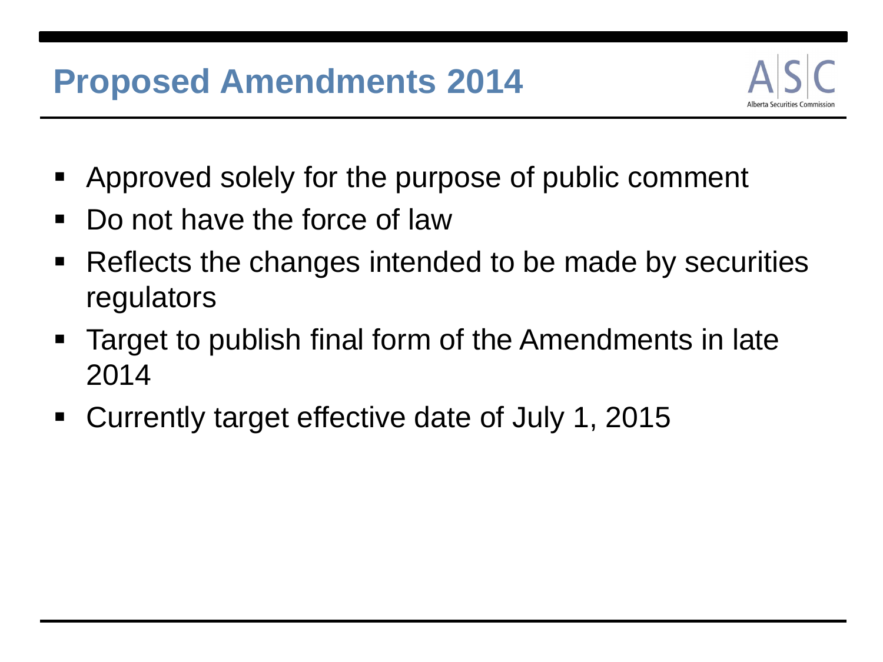# Proposed Amendments 2014

- Approved solely for the purpose of public comment
- Do not have the force of law
- Reflects the changes intended to be made by securities regulators
- Target to publish final form of the Amendments in late 2014
- Currently target effective date of July 1, 2015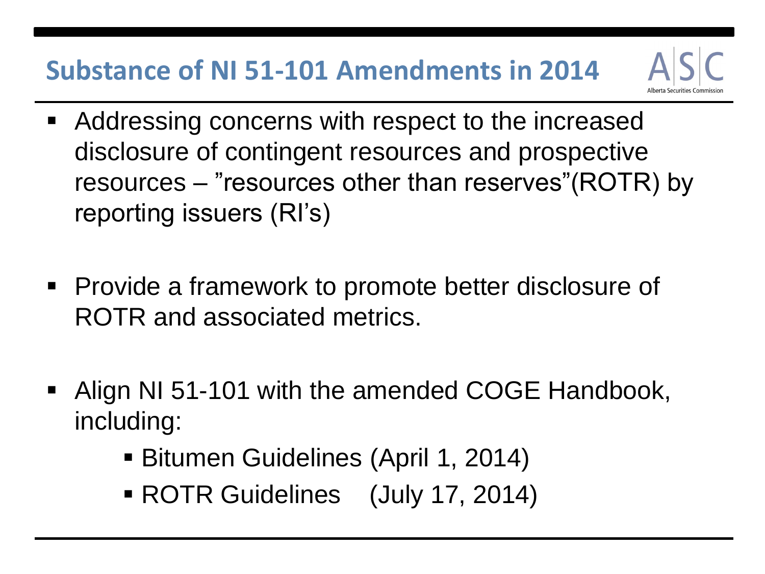## Substance of NI 51-101 Amendments in 2014

- Addressing concerns with respect to the increased disclosure of contingent resources and prospective resources – "resources other than reserves"(ROTR) by reporting issuers (RI's)

- Provide a framework to promote better disclosure of ROTR and associated metrics.

- Align NI 51-101 with the amended COGE Handbook, including:
  - Bitumen Guidelines (April 1, 2014)
  - ROTR Guidelines (July 17, 2014)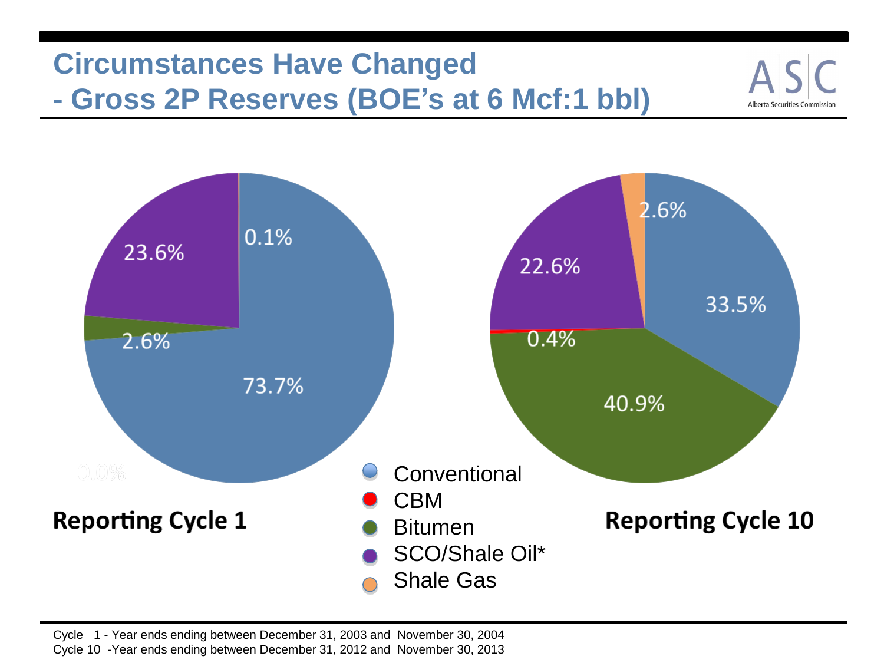# Circumstances Have Changed
# - Gross 2P Reserves (BOE's at 6 Mcf:1 bbl)

ASC
Alberta Securities Commission

0.1%
23.6%
2.6%
73.7%
0.0%

**Reporting Cycle 1**

2.6%
22.6%
33.5%
0.4%
40.9%

**Reporting Cycle 10**

Conventional
CBM
Bitumen
SCO/Shale Oil*
Shale Gas

Cycle 1 - Year ends ending between December 31, 2003 and November 30, 2004
Cycle 10 -Year ends ending between December 31, 2012 and November 30, 2013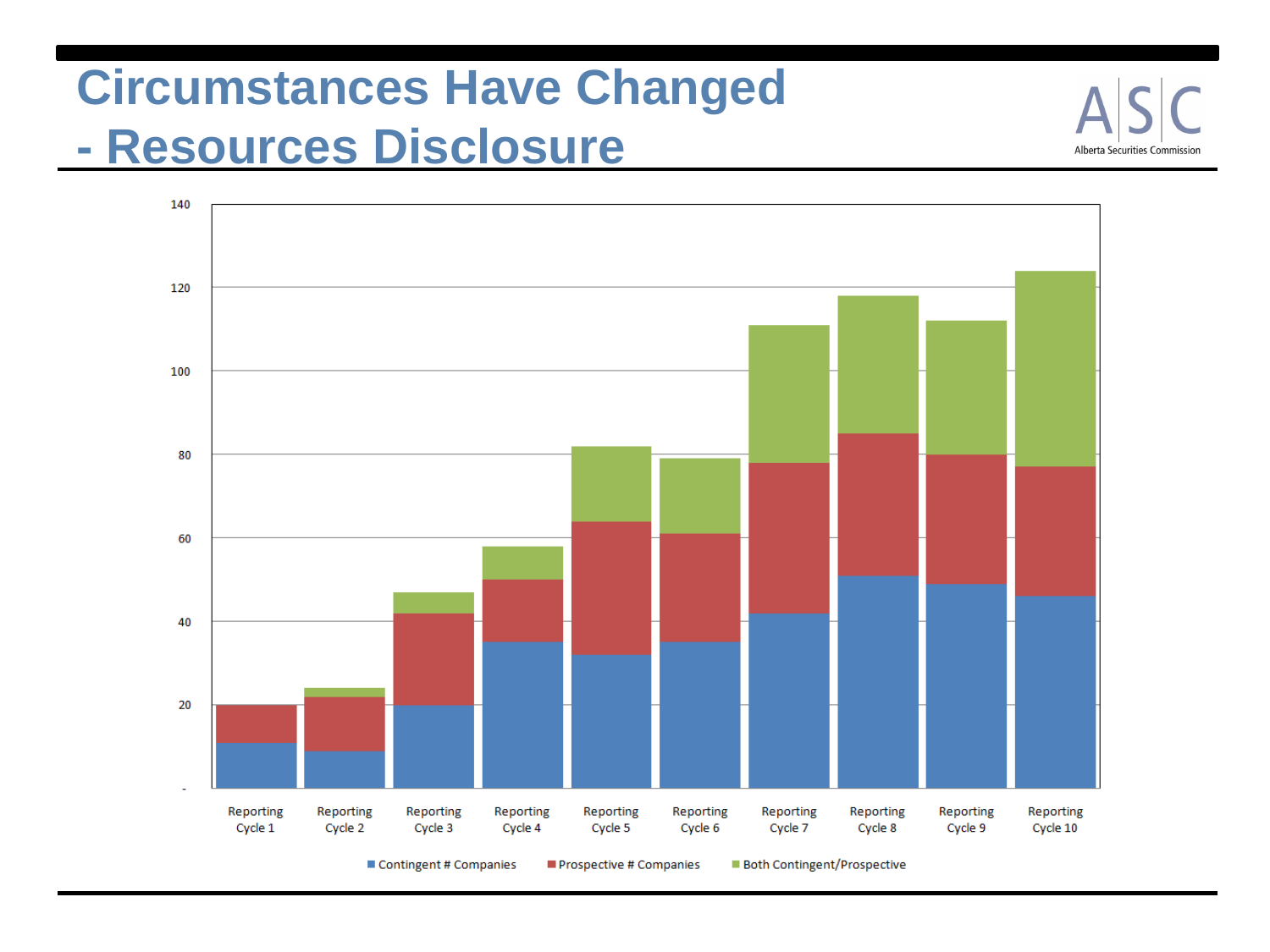# Circumstances Have Changed - Resources Disclosure

ASC Alberta Securities Commission

140
120
100
80
60
40
20
-

Reporting Cycle 1
Reporting Cycle 2
Reporting Cycle 3
Reporting Cycle 4
Reporting Cycle 5
Reporting Cycle 6
Reporting Cycle 7
Reporting Cycle 8
Reporting Cycle 9
Reporting Cycle 10

Contingent # Companies
Prospective # Companies
Both Contingent/Prospective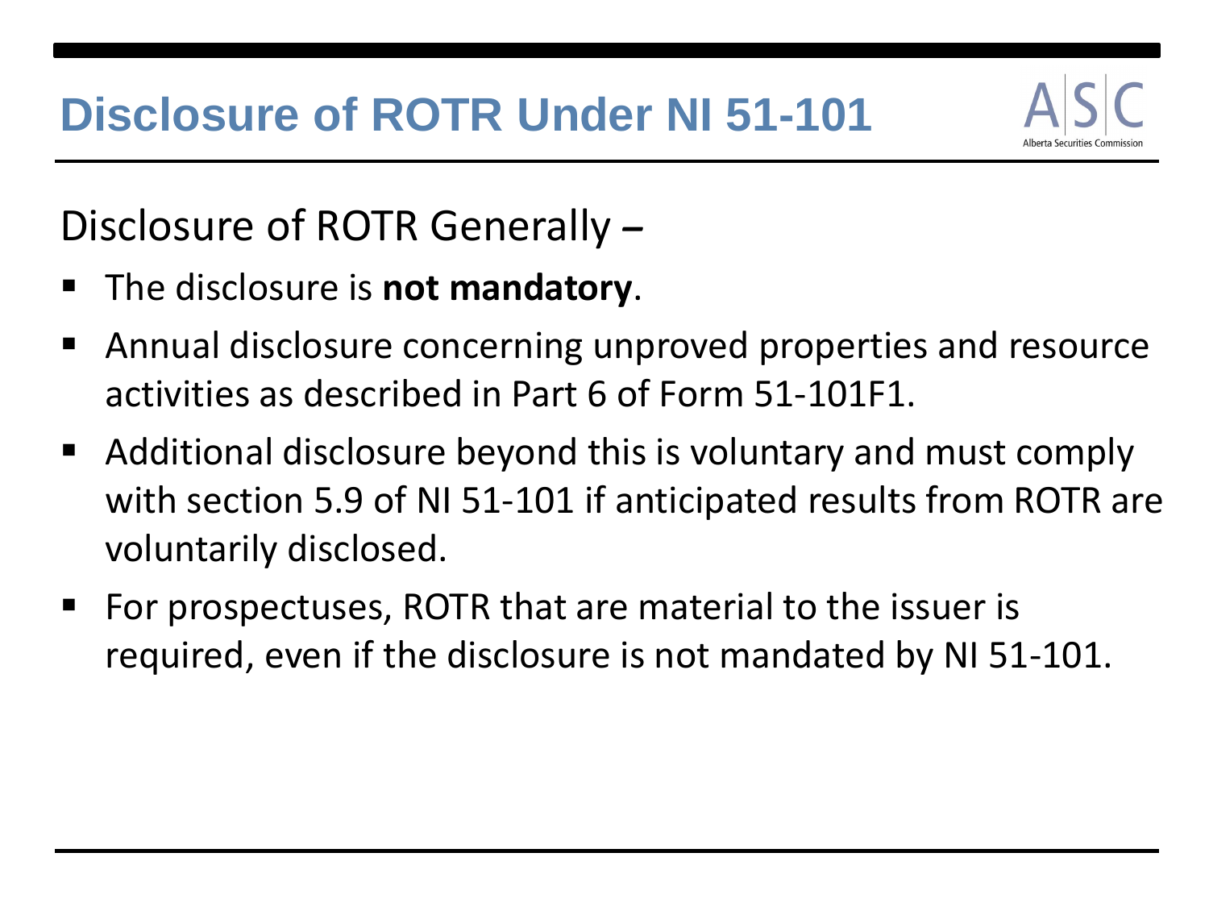# Disclosure of ROTR Under NI 51-101

Disclosure of ROTR Generally –

- The disclosure is **not mandatory**.
- Annual disclosure concerning unproved properties and resource activities as described in Part 6 of Form 51-101F1.
- Additional disclosure beyond this is voluntary and must comply with section 5.9 of NI 51-101 if anticipated results from ROTR are voluntarily disclosed.
- For prospectuses, ROTR that are material to the issuer is required, even if the disclosure is not mandated by NI 51-101.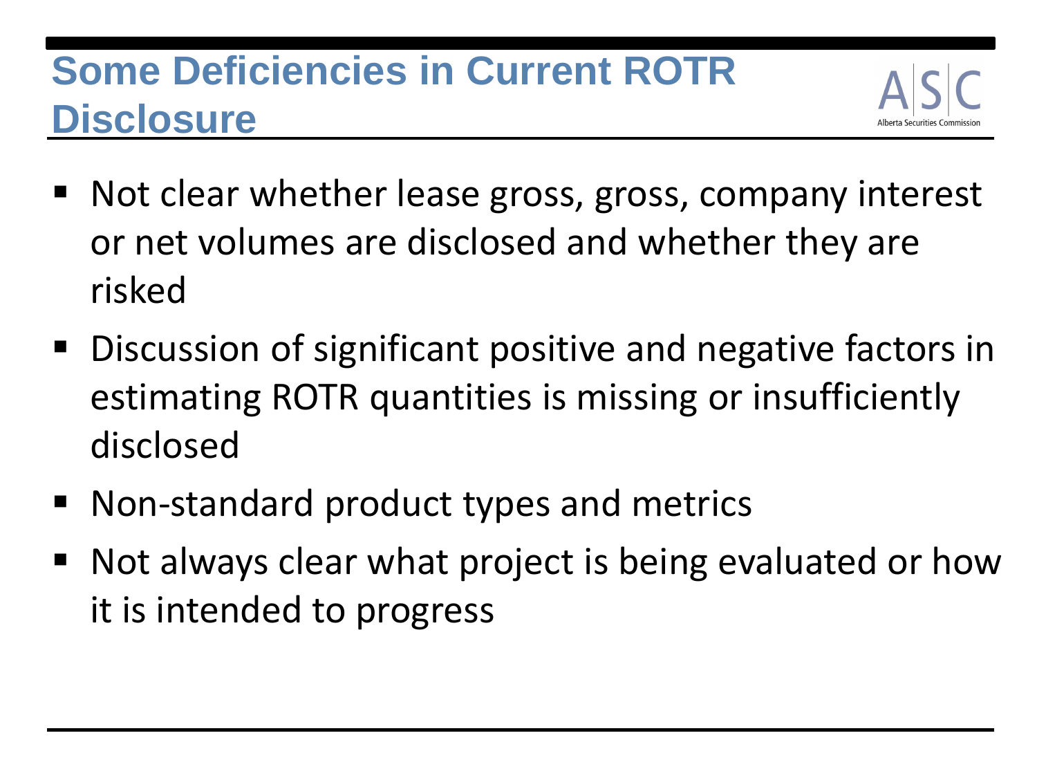# Some Deficiencies in Current ROTR Disclosure

- Not clear whether lease gross, gross, company interest or net volumes are disclosed and whether they are risked
- Discussion of significant positive and negative factors in estimating ROTR quantities is missing or insufficiently disclosed
- Non-standard product types and metrics
- Not always clear what project is being evaluated or how it is intended to progress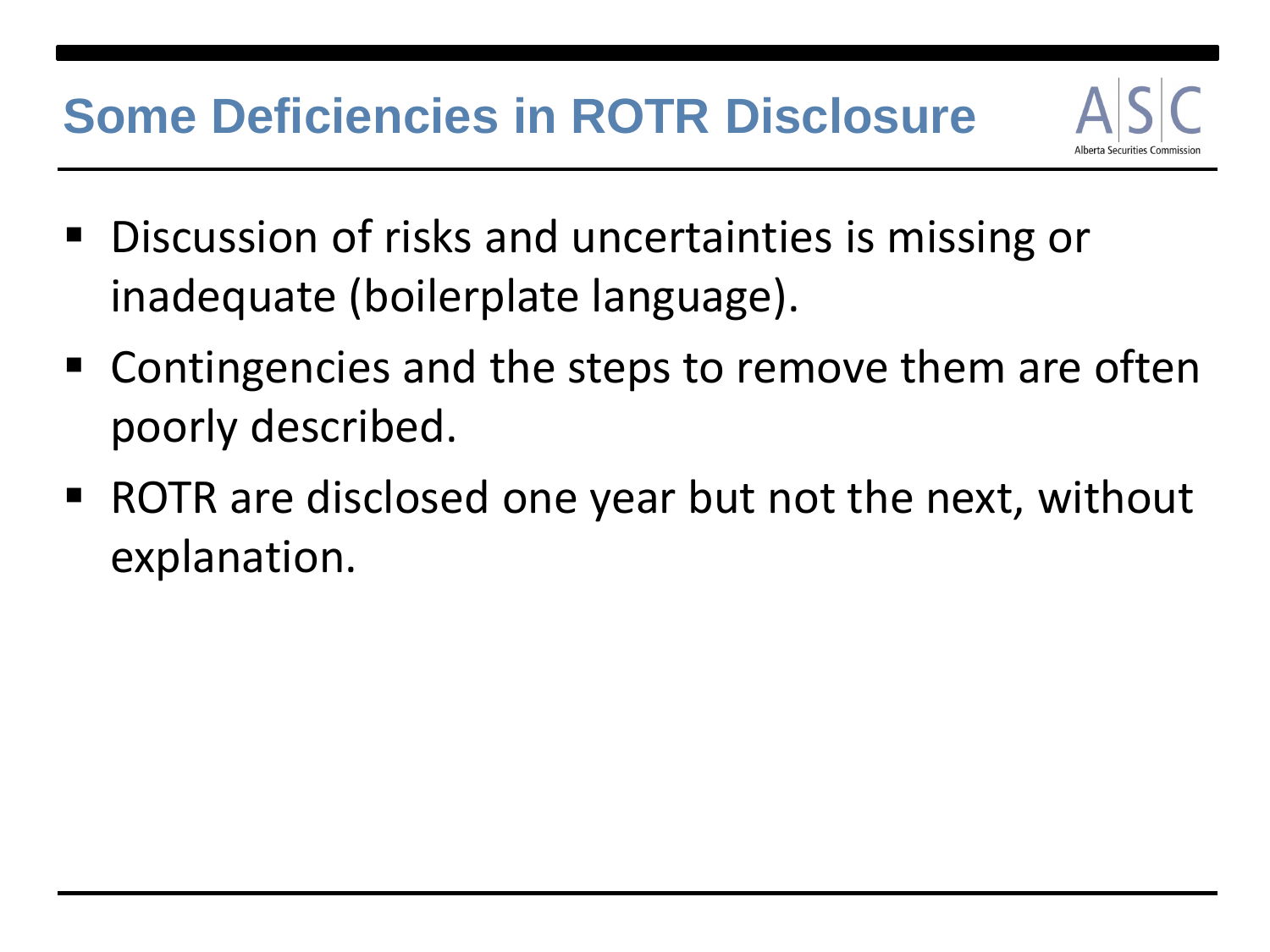# Some Deficiencies in ROTR Disclosure

- Discussion of risks and uncertainties is missing or inadequate (boilerplate language).
- Contingencies and the steps to remove them are often poorly described.
- ROTR are disclosed one year but not the next, without explanation.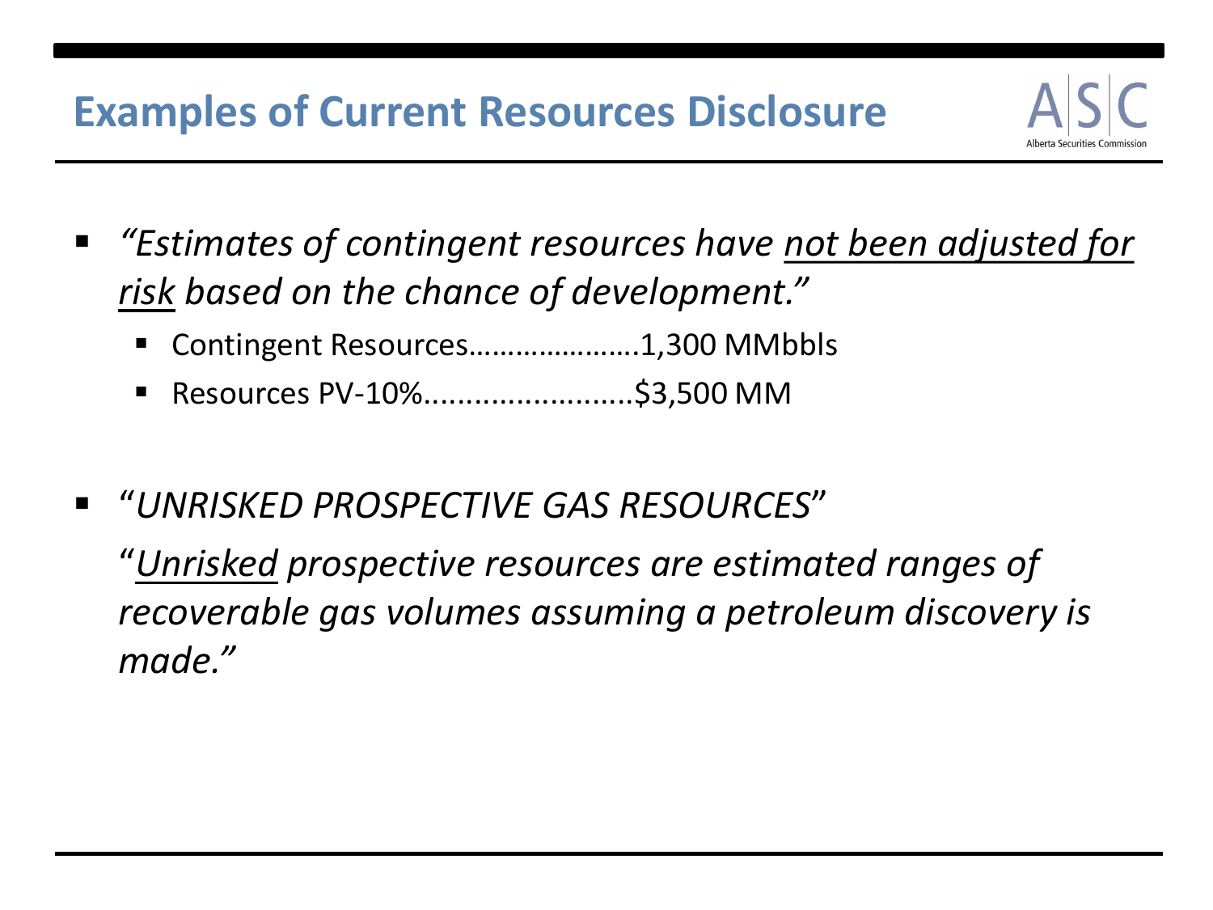# Examples of Current Resources Disclosure

- *"Estimates of contingent resources have <u>not been adjusted for risk</u> based on the chance of development."*
  - Contingent Resources………………….1,300 MMbbls
  - Resources PV-10%.........................$3,500 MM

- "*UNRISKED PROSPECTIVE GAS RESOURCES*"

  "*<u>Unrisked</u> prospective resources are estimated ranges of recoverable gas volumes assuming a petroleum discovery is made.*"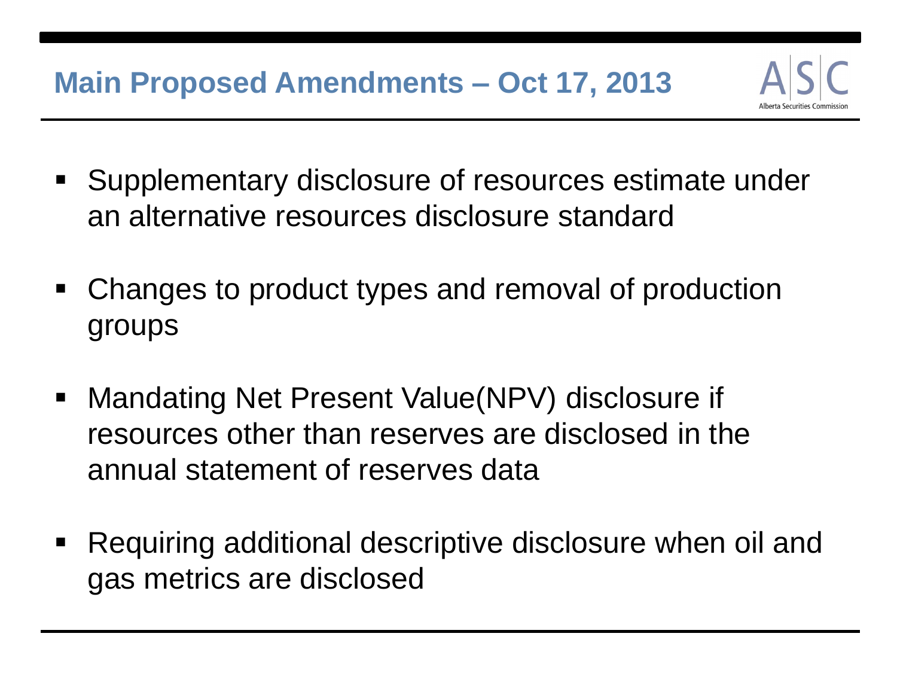## Main Proposed Amendments – Oct 17, 2013

- Supplementary disclosure of resources estimate under an alternative resources disclosure standard
- Changes to product types and removal of production groups
- Mandating Net Present Value(NPV) disclosure if resources other than reserves are disclosed in the annual statement of reserves data
- Requiring additional descriptive disclosure when oil and gas metrics are disclosed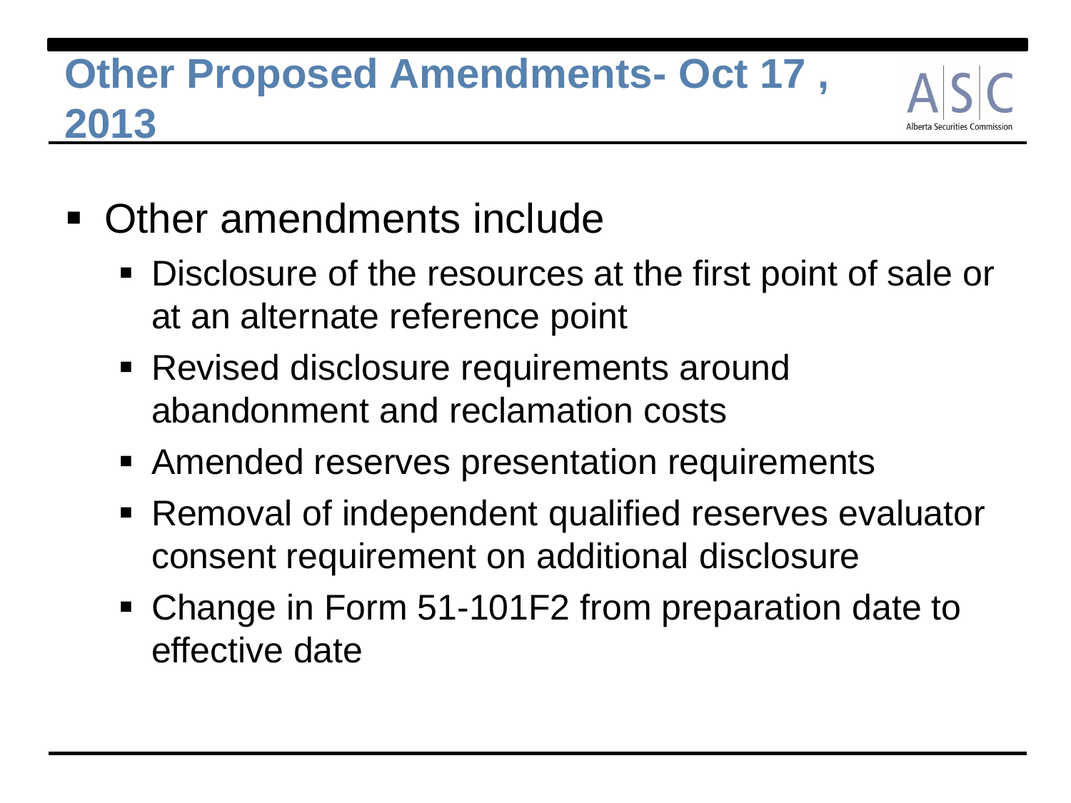# Other Proposed Amendments- Oct 17 , 2013

- Other amendments include
  - Disclosure of the resources at the first point of sale or at an alternate reference point
  - Revised disclosure requirements around abandonment and reclamation costs
  - Amended reserves presentation requirements
  - Removal of independent qualified reserves evaluator consent requirement on additional disclosure
  - Change in Form 51-101F2 from preparation date to effective date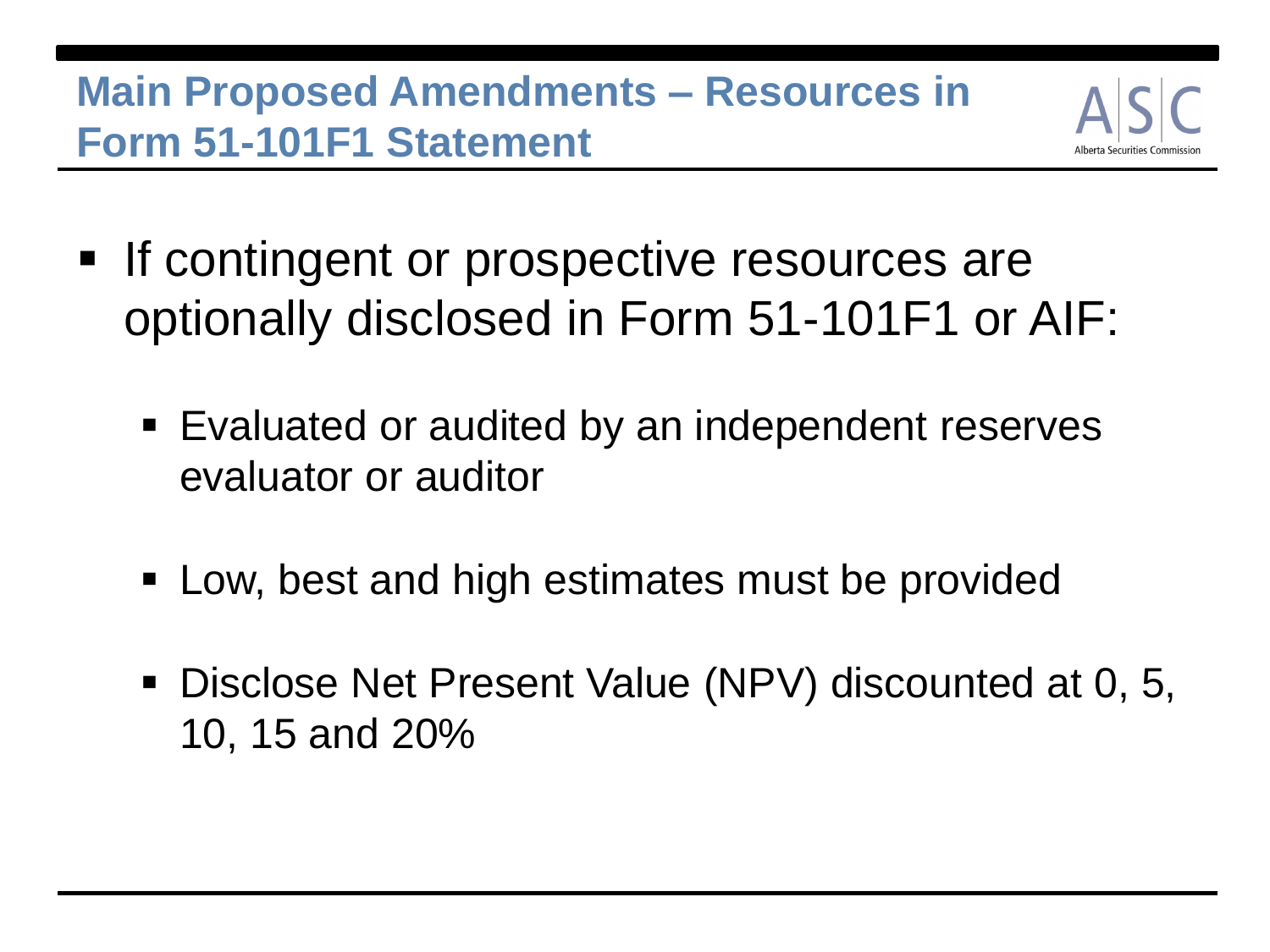## Main Proposed Amendments – Resources in Form 51-101F1 Statement

- If contingent or prospective resources are optionally disclosed in Form 51-101F1 or AIF:
  - Evaluated or audited by an independent reserves evaluator or auditor
  - Low, best and high estimates must be provided
  - Disclose Net Present Value (NPV) discounted at 0, 5, 10, 15 and 20%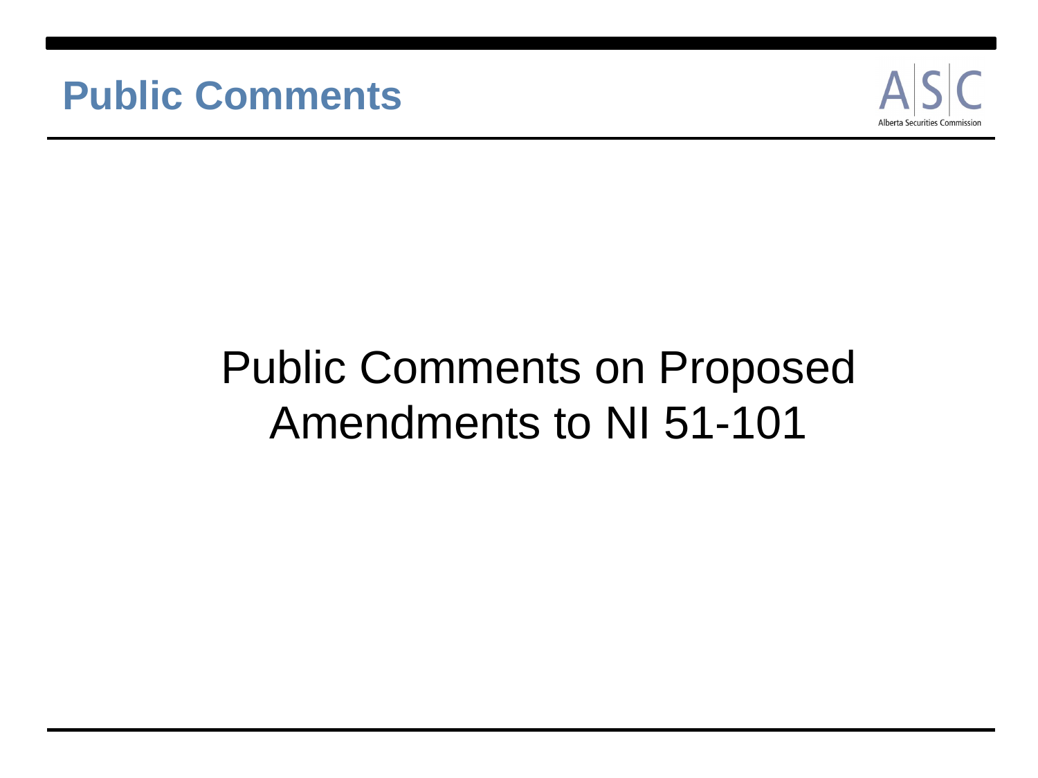# Public Comments

Public Comments on Proposed Amendments to NI 51-101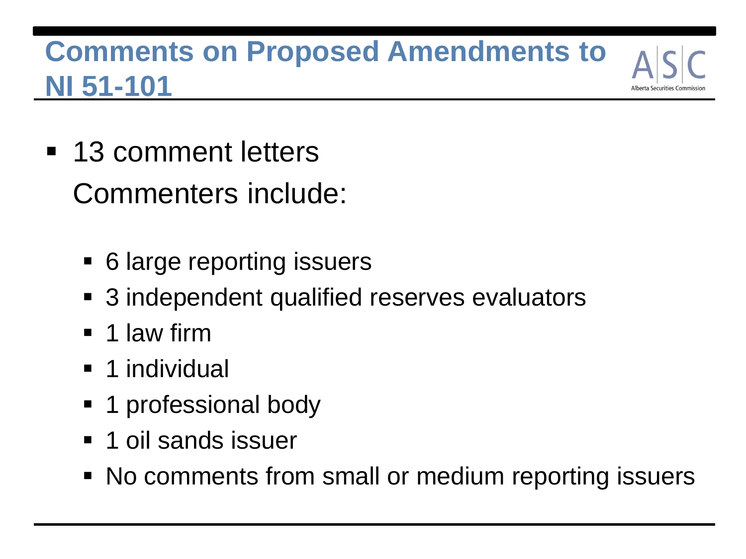# Comments on Proposed Amendments to NI 51-101

- 13 comment letters

  Commenters include:

  - 6 large reporting issuers
  - 3 independent qualified reserves evaluators
  - 1 law firm
  - 1 individual
  - 1 professional body
  - 1 oil sands issuer
  - No comments from small or medium reporting issuers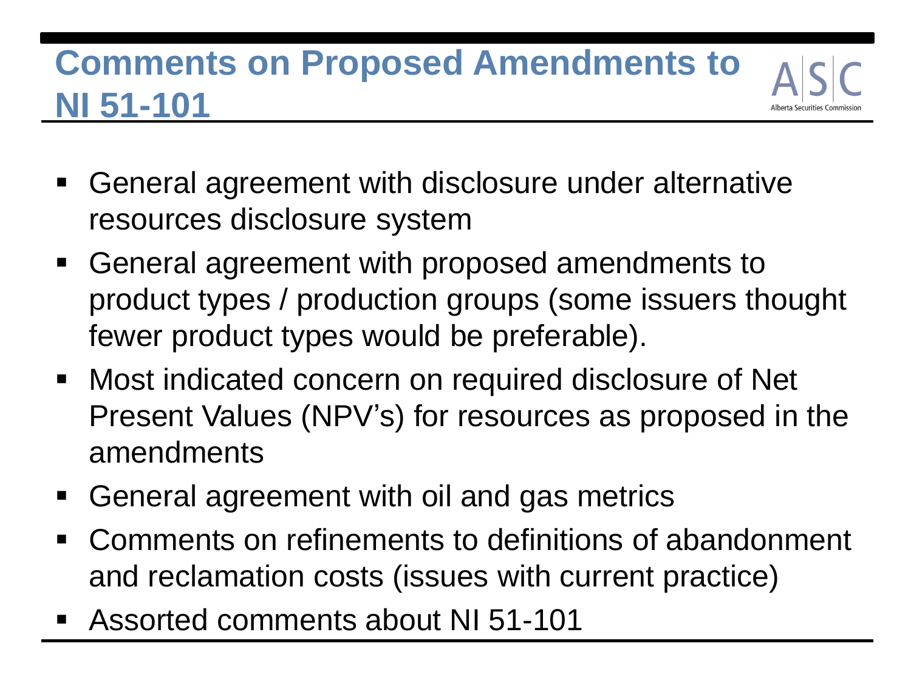# Comments on Proposed Amendments to NI 51-101

- General agreement with disclosure under alternative resources disclosure system
- General agreement with proposed amendments to product types / production groups (some issuers thought fewer product types would be preferable).
- Most indicated concern on required disclosure of Net Present Values (NPV's) for resources as proposed in the amendments
- General agreement with oil and gas metrics
- Comments on refinements to definitions of abandonment and reclamation costs (issues with current practice)
- Assorted comments about NI 51-101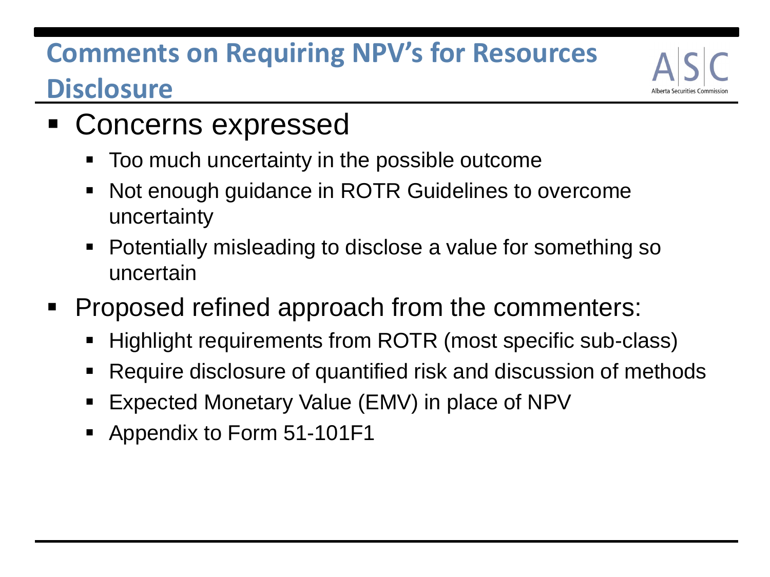# Comments on Requiring NPV's for Resources Disclosure

- Concerns expressed
  - Too much uncertainty in the possible outcome
  - Not enough guidance in ROTR Guidelines to overcome uncertainty
  - Potentially misleading to disclose a value for something so uncertain
- Proposed refined approach from the commenters:
  - Highlight requirements from ROTR (most specific sub-class)
  - Require disclosure of quantified risk and discussion of methods
  - Expected Monetary Value (EMV) in place of NPV
  - Appendix to Form 51-101F1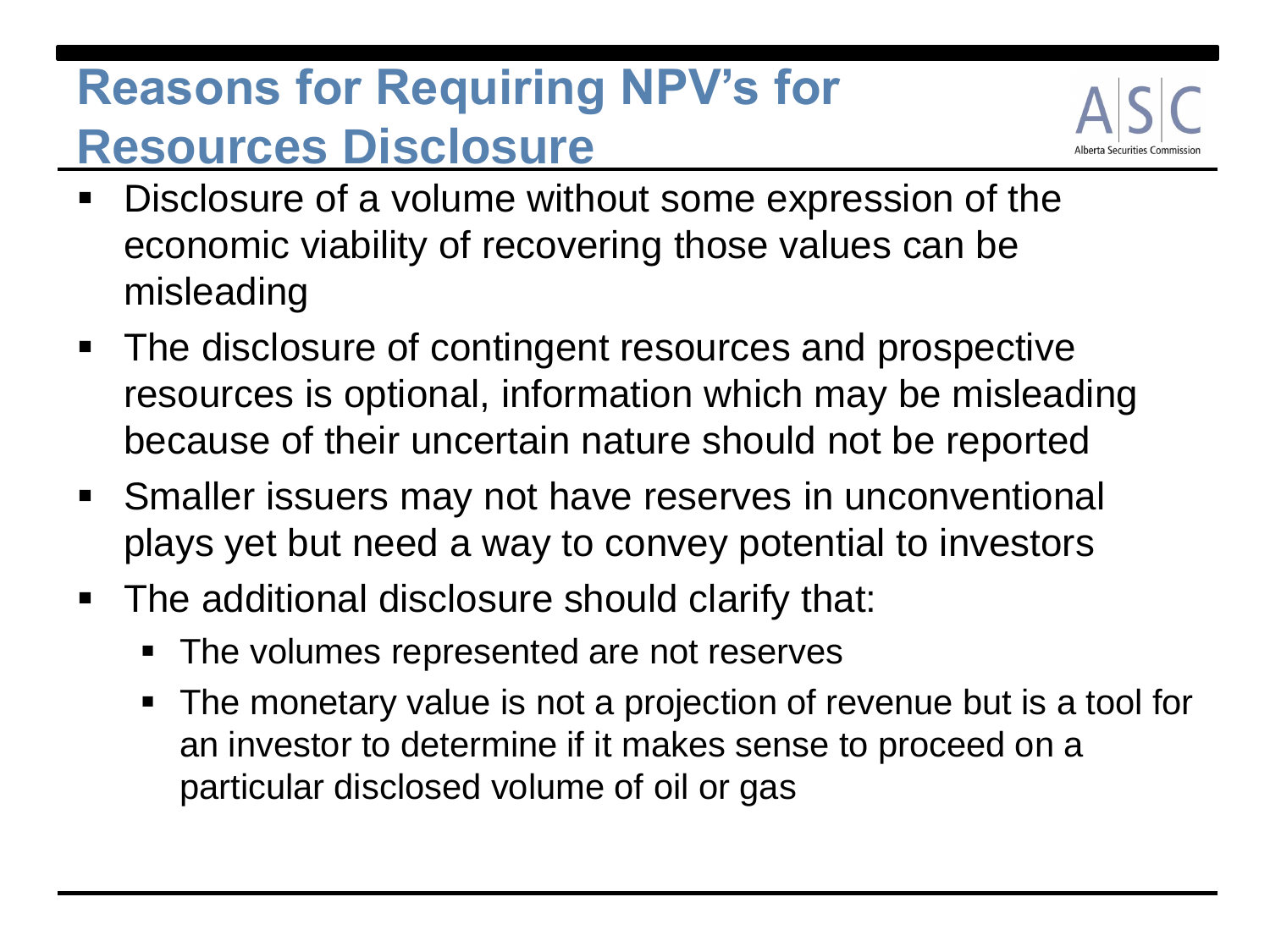# Reasons for Requiring NPV's for Resources Disclosure

- Disclosure of a volume without some expression of the economic viability of recovering those values can be misleading
- The disclosure of contingent resources and prospective resources is optional, information which may be misleading because of their uncertain nature should not be reported
- Smaller issuers may not have reserves in unconventional plays yet but need a way to convey potential to investors
- The additional disclosure should clarify that:
  - The volumes represented are not reserves
  - The monetary value is not a projection of revenue but is a tool for an investor to determine if it makes sense to proceed on a particular disclosed volume of oil or gas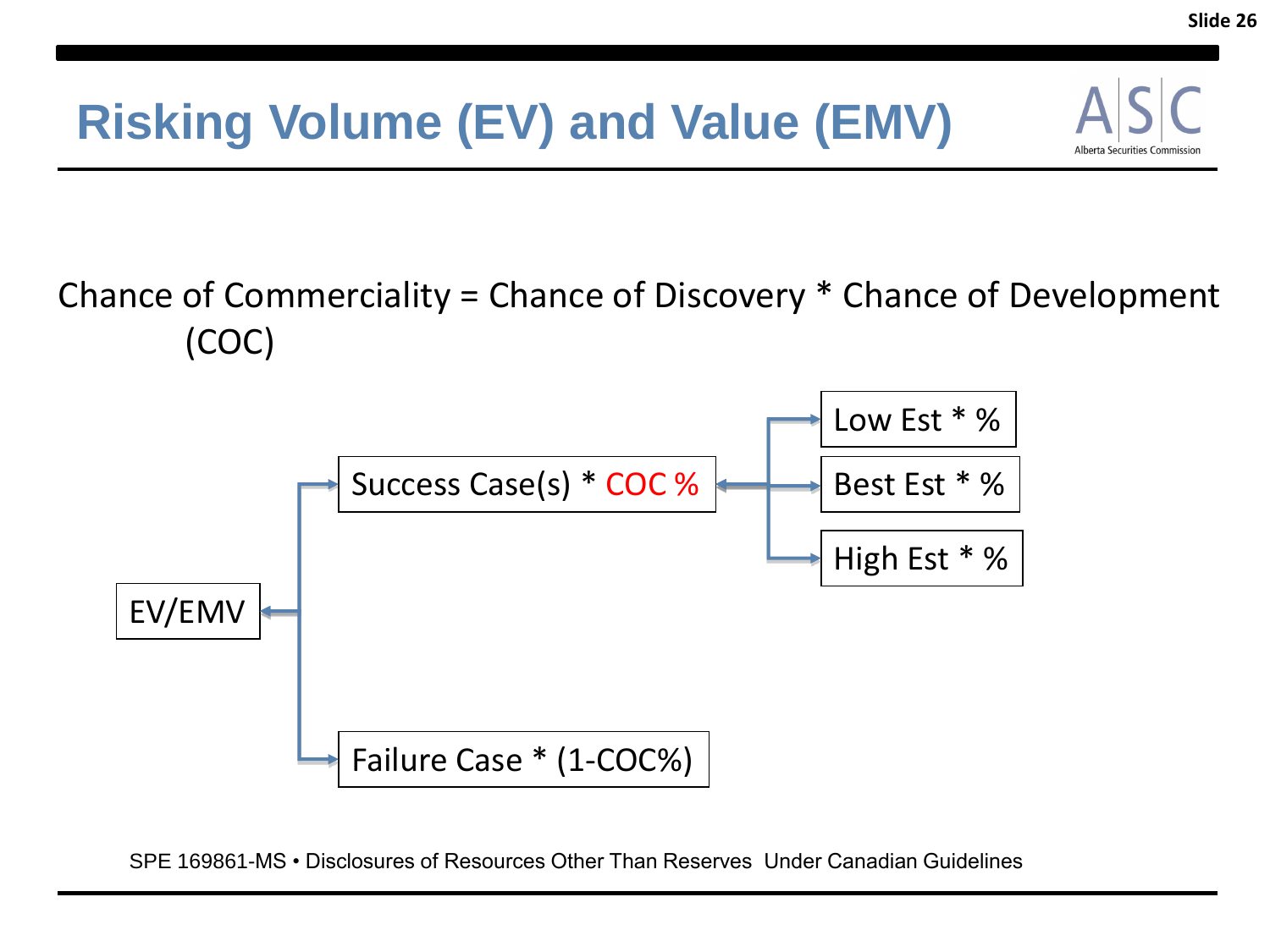# Risking Volume (EV) and Value (EMV)

Chance of Commerciality = Chance of Discovery * Chance of Development
(COC)

EV/EMV

- Success Case(s) * COC %
  - Low Est * %
  - Best Est * %
  - High Est * %
- Failure Case * (1-COC%)

SPE 169861-MS • Disclosures of Resources Other Than Reserves Under Canadian Guidelines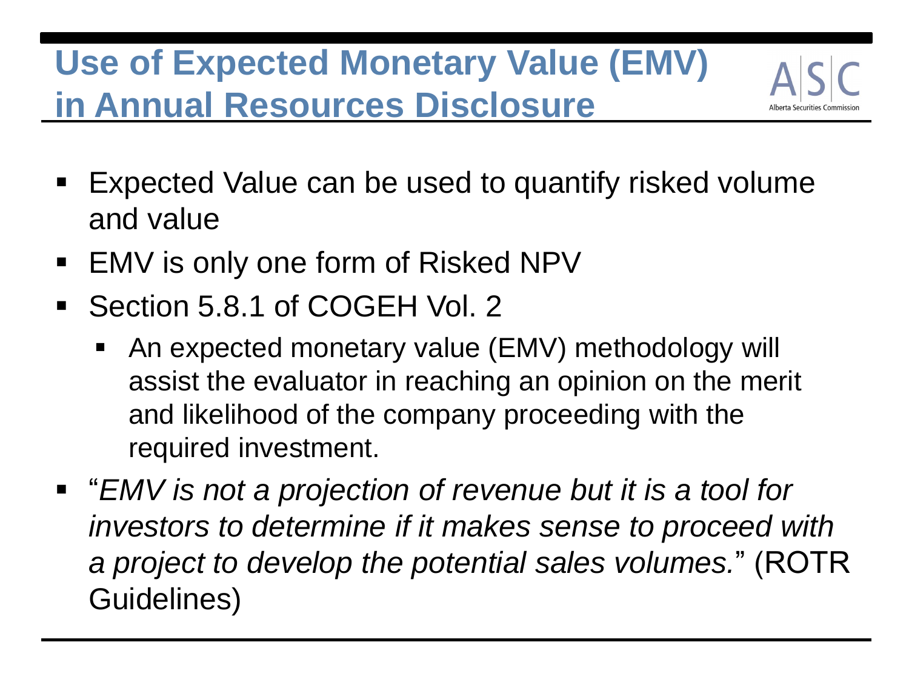# Use of Expected Monetary Value (EMV) in Annual Resources Disclosure

- Expected Value can be used to quantify risked volume and value
- EMV is only one form of Risked NPV
- Section 5.8.1 of COGEH Vol. 2
  - An expected monetary value (EMV) methodology will assist the evaluator in reaching an opinion on the merit and likelihood of the company proceeding with the required investment.
- "*EMV is not a projection of revenue but it is a tool for investors to determine if it makes sense to proceed with a project to develop the potential sales volumes.*" (ROTR Guidelines)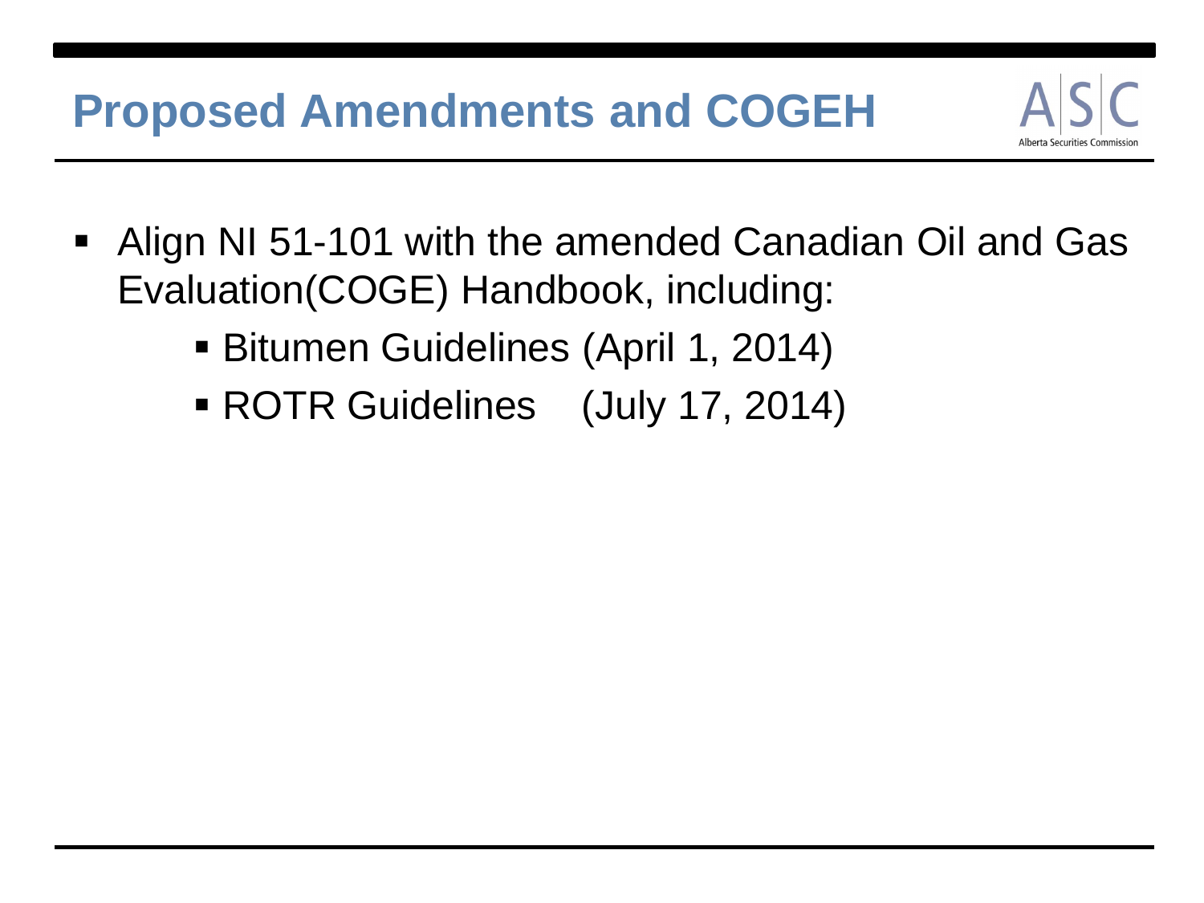# Proposed Amendments and COGEH

- Align NI 51-101 with the amended Canadian Oil and Gas Evaluation(COGE) Handbook, including:
  - Bitumen Guidelines (April 1, 2014)
  - ROTR Guidelines (July 17, 2014)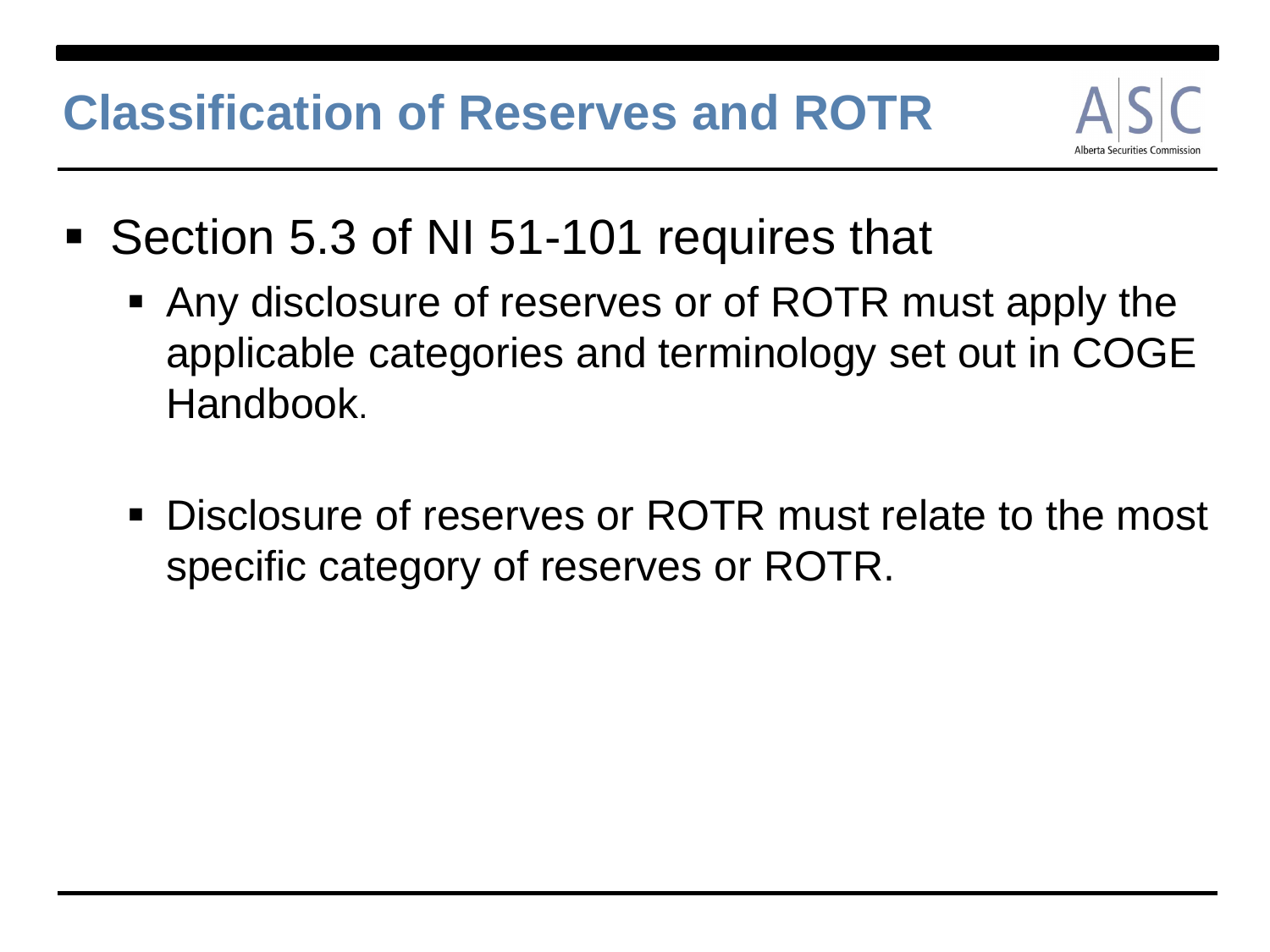# Classification of Reserves and ROTR

- Section 5.3 of NI 51-101 requires that
  - Any disclosure of reserves or of ROTR must apply the applicable categories and terminology set out in COGE Handbook.
  - Disclosure of reserves or ROTR must relate to the most specific category of reserves or ROTR.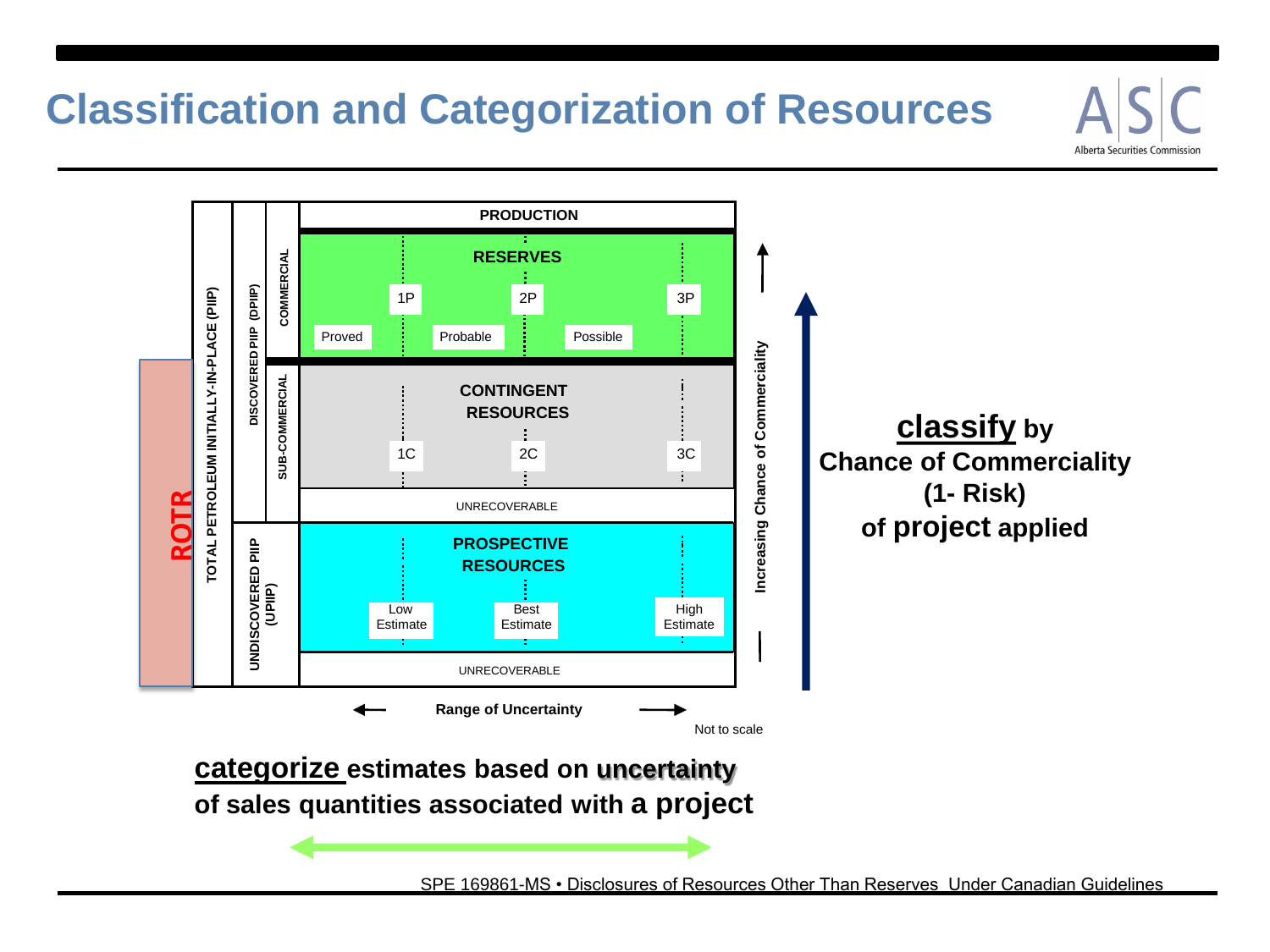# Classification and Categorization of Resources

PRODUCTION

RESERVES

1P 2P 3P

Proved Probable Possible

CONTINGENT RESOURCES

1C 2C 3C

UNRECOVERABLE

PROSPECTIVE RESOURCES

Low Estimate Best Estimate High Estimate

UNRECOVERABLE

COMMERCIAL

SUB-COMMERCIAL

DISCOVERED PIIP (DPIIP)

UNDISCOVERED PIIP (UPIIP)

TOTAL PETROLEUM INITIALLY-IN-PLACE (PIIP)

ROTR

Increasing Chance of Commerciality

Range of Uncertainty

Not to scale

**classify** by
**Chance of Commerciality**
**(1- Risk)**
**of project applied**

**categorize estimates based on uncertainty**
**of sales quantities associated with a project**

SPE 169861-MS • Disclosures of Resources Other Than Reserves Under Canadian Guidelines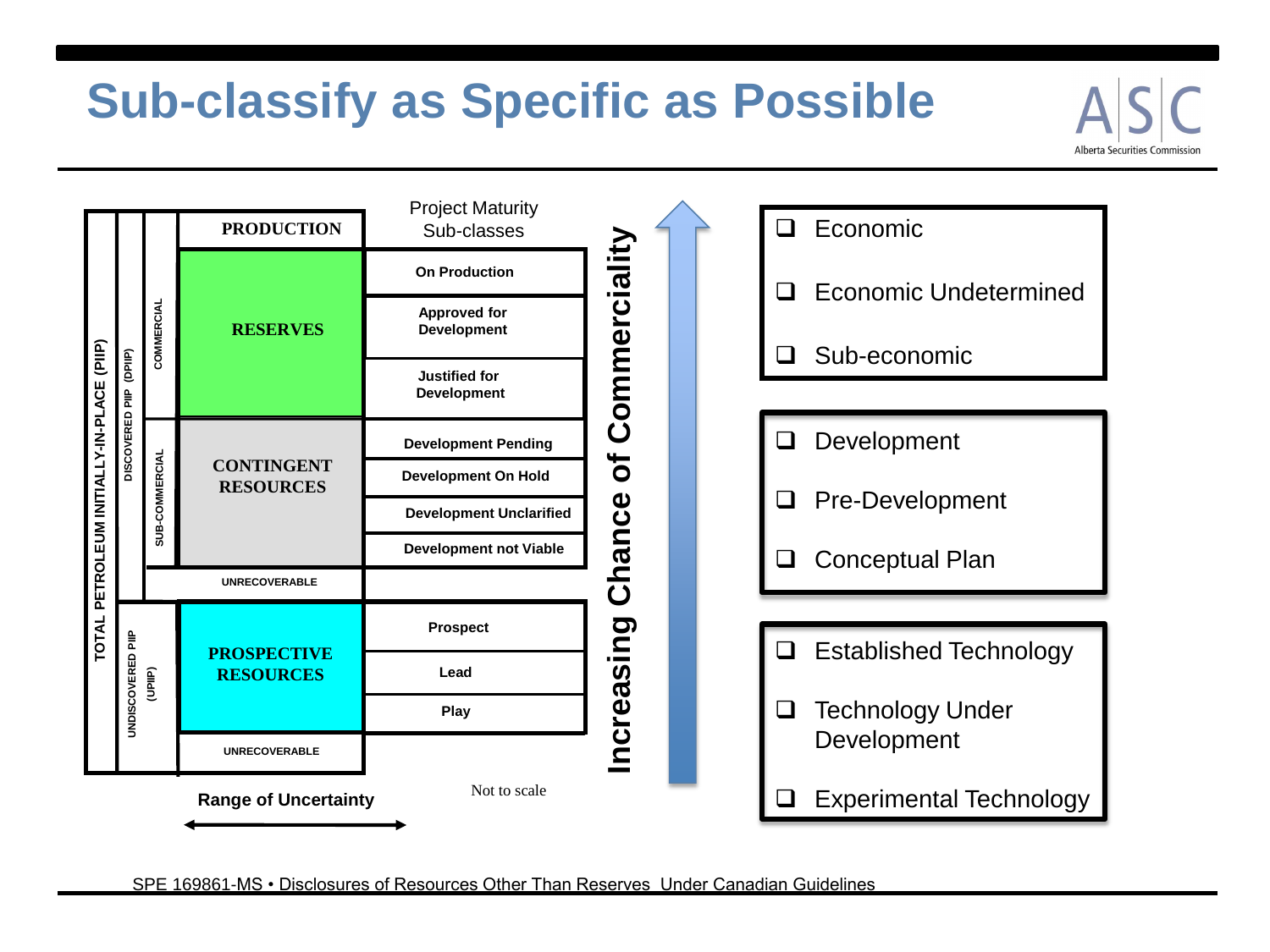# Sub-classify as Specific as Possible

Alberta Securities Commission

TOTAL PETROLEUM INITIALLY-IN-PLACE (PIIP)

DISCOVERED PIIP (DPIIP)

COMMERCIAL

SUB-COMMERCIAL

UNDISCOVERED PIIP (UPIIP)

PRODUCTION

RESERVES

CONTINGENT RESOURCES

UNRECOVERABLE

PROSPECTIVE RESOURCES

UNRECOVERABLE

Project Maturity Sub-classes

On Production

Approved for Development

Justified for Development

Development Pending

Development On Hold

Development Unclarified

Development not Viable

Prospect

Lead

Play

Range of Uncertainty

Not to scale

Increasing Chance of Commerciality

- ❑ Economic
- ❑ Economic Undetermined
- ❑ Sub-economic

- ❑ Development
- ❑ Pre-Development
- ❑ Conceptual Plan

- ❑ Established Technology
- ❑ Technology Under Development
- ❑ Experimental Technology

SPE 169861-MS • Disclosures of Resources Other Than Reserves Under Canadian Guidelines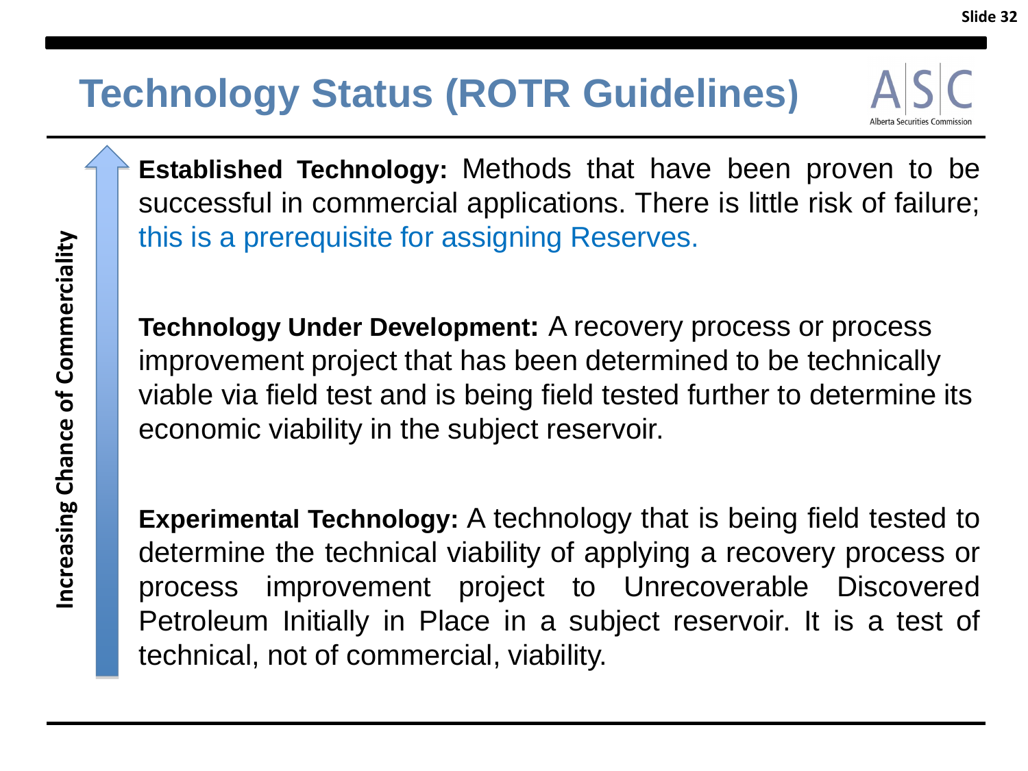# Technology Status (ROTR Guidelines)

Increasing Chance of Commerciality

**Established Technology:** Methods that have been proven to be successful in commercial applications. There is little risk of failure; this is a prerequisite for assigning Reserves.

**Technology Under Development:** A recovery process or process improvement project that has been determined to be technically viable via field test and is being field tested further to determine its economic viability in the subject reservoir.

**Experimental Technology:** A technology that is being field tested to determine the technical viability of applying a recovery process or process improvement project to Unrecoverable Discovered Petroleum Initially in Place in a subject reservoir. It is a test of technical, not of commercial, viability.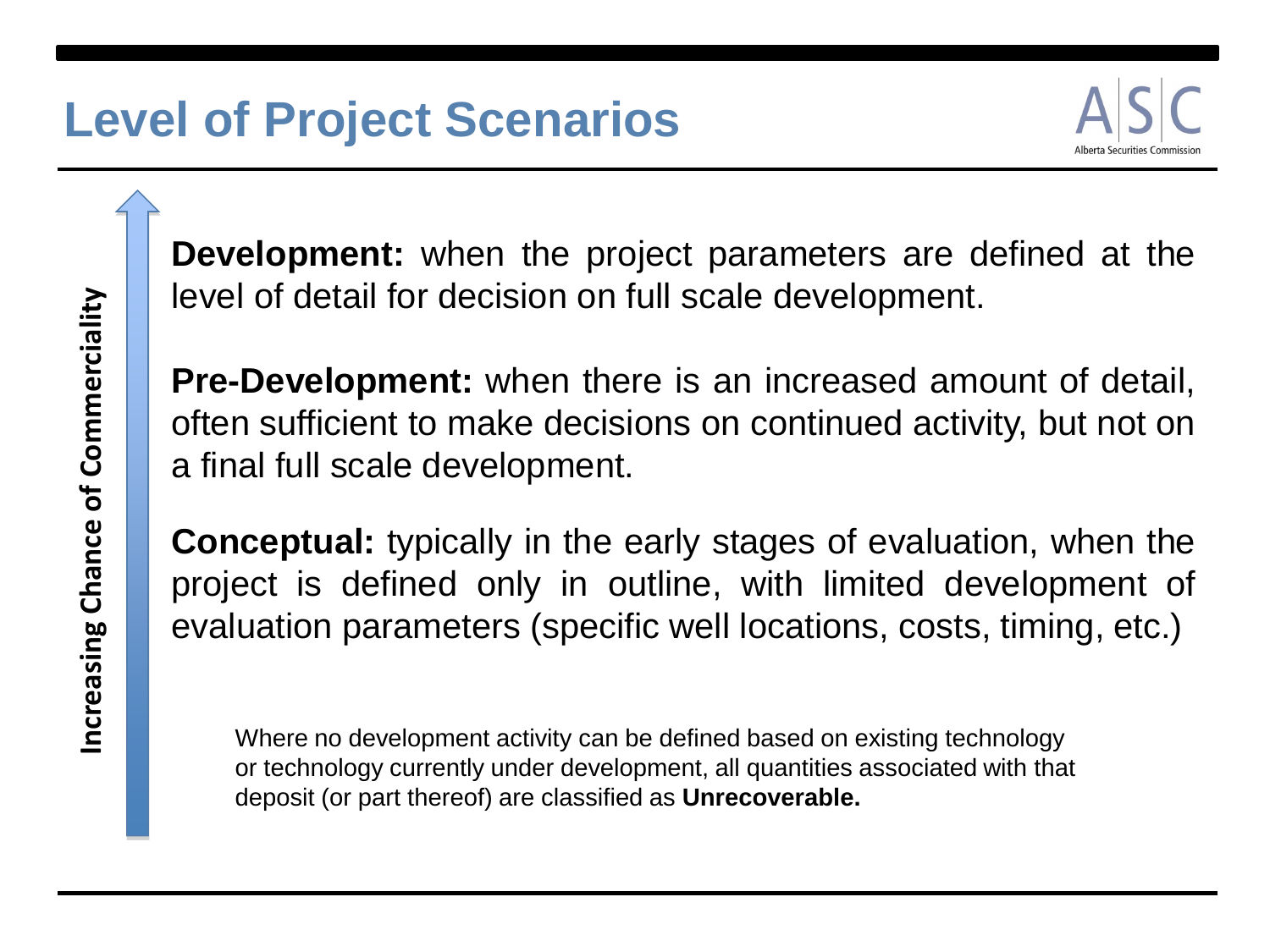# Level of Project Scenarios

Increasing Chance of Commerciality

**Development:** when the project parameters are defined at the level of detail for decision on full scale development.

**Pre-Development:** when there is an increased amount of detail, often sufficient to make decisions on continued activity, but not on a final full scale development.

**Conceptual:** typically in the early stages of evaluation, when the project is defined only in outline, with limited development of evaluation parameters (specific well locations, costs, timing, etc.)

Where no development activity can be defined based on existing technology or technology currently under development, all quantities associated with that deposit (or part thereof) are classified as **Unrecoverable.**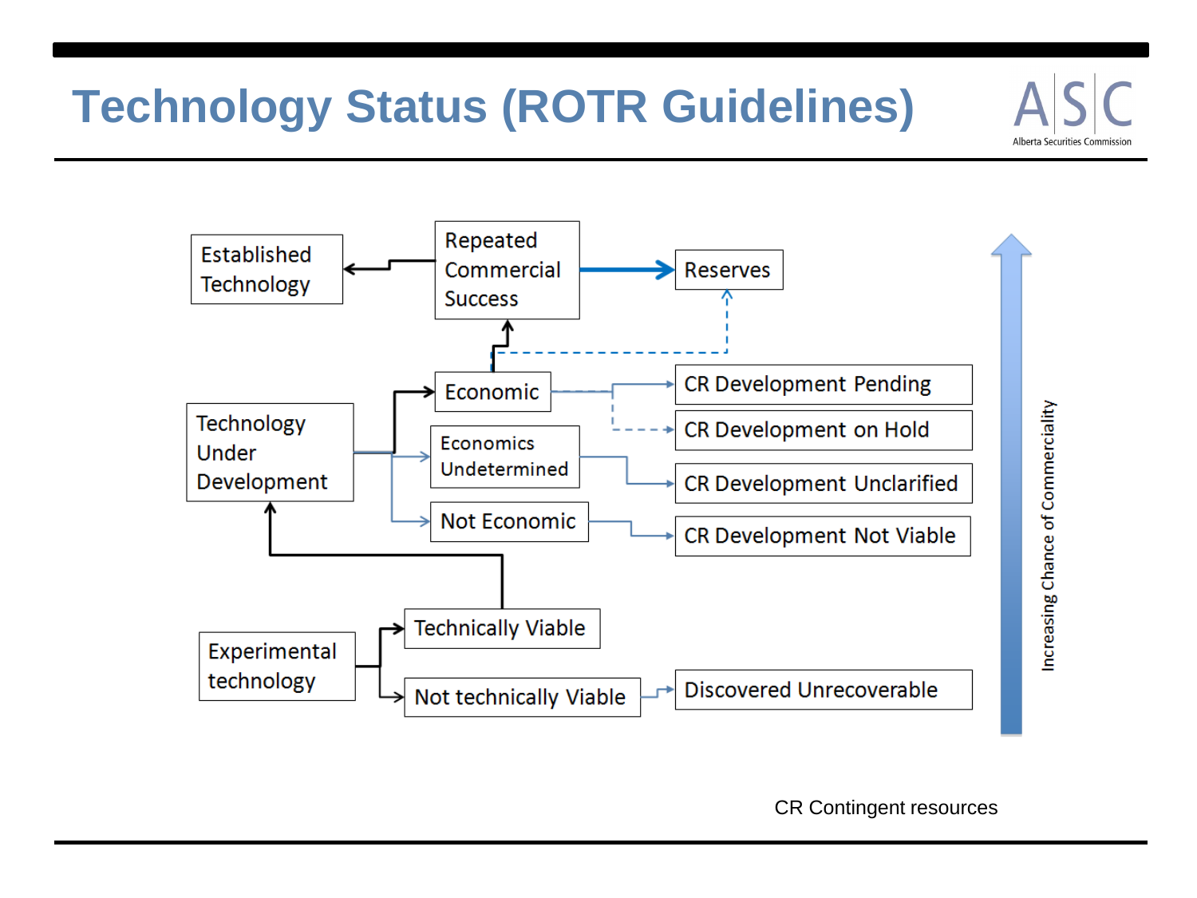# Technology Status (ROTR Guidelines)

Established Technology

Repeated Commercial Success

Reserves

Economic

CR Development Pending

CR Development on Hold

Technology Under Development

Economics Undetermined

CR Development Unclarified

Not Economic

CR Development Not Viable

Technically Viable

Experimental technology

Not technically Viable

Discovered Unrecoverable

Increasing Chance of Commerciality

CR Contingent resources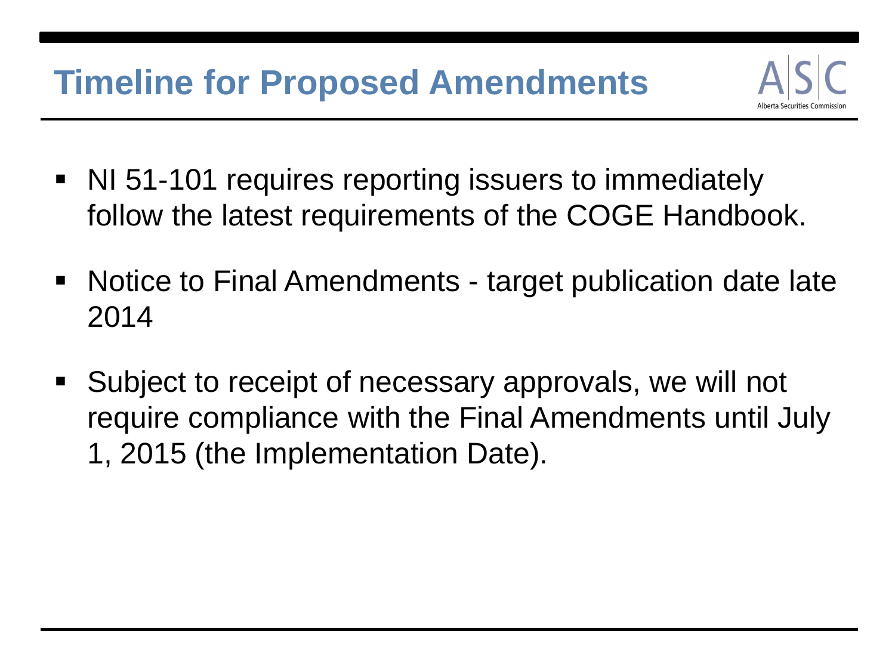# Timeline for Proposed Amendments

- NI 51-101 requires reporting issuers to immediately follow the latest requirements of the COGE Handbook.
- Notice to Final Amendments - target publication date late 2014
- Subject to receipt of necessary approvals, we will not require compliance with the Final Amendments until July 1, 2015 (the Implementation Date).